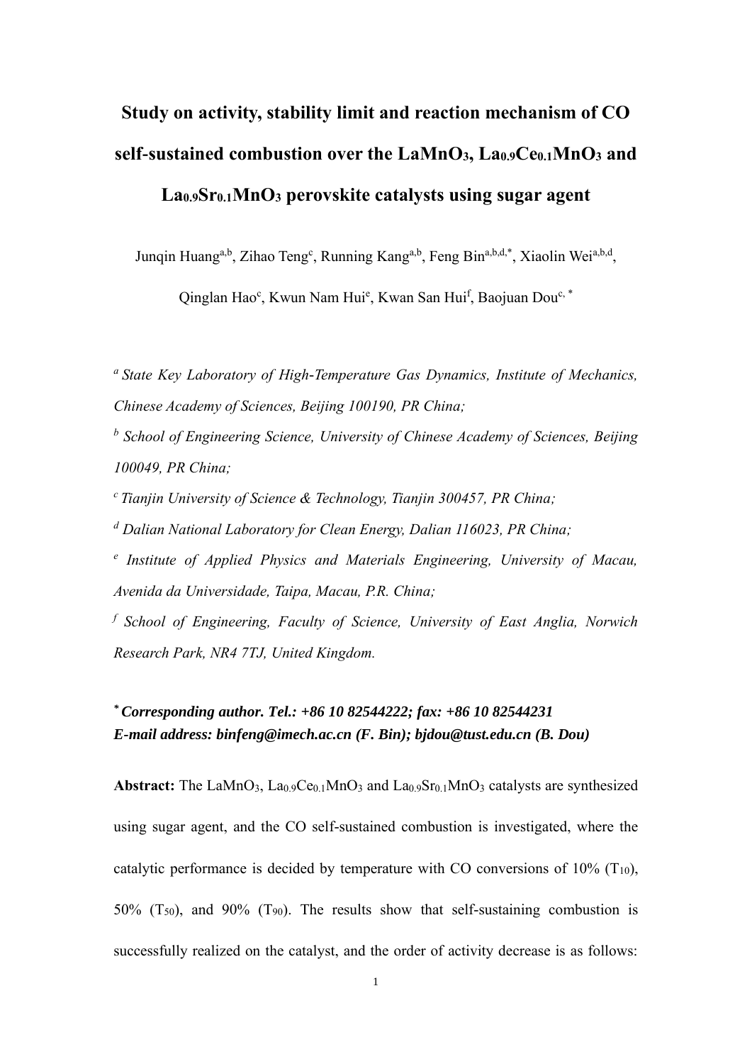# Study on activity, stability limit and reaction mechanism of CO self-sustained combustion over the $LaMnO_3$, $La_{0.9}Ce_{0.1}MnO_3$ and $La_{0.9}Sr_{0.1}MnO_3$ perovskite catalysts using sugar agent

Junqin Huang[a,b], Zihao Teng[c], Running Kang[a,b], Feng Bin[a,b,d,*], Xiaolin Wei[a,b,d], Qinglan Hao[c], Kwun Nam Hui[e], Kwan San Hui[f], Baojuan Dou[c,*]

[a] *State Key Laboratory of High-Temperature Gas Dynamics, Institute of Mechanics, Chinese Academy of Sciences, Beijing 100190, PR China;*

[b] *School of Engineering Science, University of Chinese Academy of Sciences, Beijing 100049, PR China;*

[c] *Tianjin University of Science & Technology, Tianjin 300457, PR China;*

[d] *Dalian National Laboratory for Clean Energy, Dalian 116023, PR China;*

[e] *Institute of Applied Physics and Materials Engineering, University of Macau, Avenida da Universidade, Taipa, Macau, P.R. China;*

[f] *School of Engineering, Faculty of Science, University of East Anglia, Norwich Research Park, NR4 7TJ, United Kingdom.*

**[*] *Corresponding author. Tel.: +86 10 82544222; fax: +86 10 82544231***
***E-mail address: binfeng@imech.ac.cn (F. Bin); bjdou@tust.edu.cn (B. Dou)***

**Abstract:** The $LaMnO_3$, $La_{0.9}Ce_{0.1}MnO_3$ and $La_{0.9}Sr_{0.1}MnO_3$ catalysts are synthesized using sugar agent, and the CO self-sustained combustion is investigated, where the catalytic performance is decided by temperature with CO conversions of 10% ($T_{10}$), 50% ($T_{50}$), and 90% ($T_{90}$). The results show that self-sustaining combustion is successfully realized on the catalyst, and the order of activity decrease is as follows: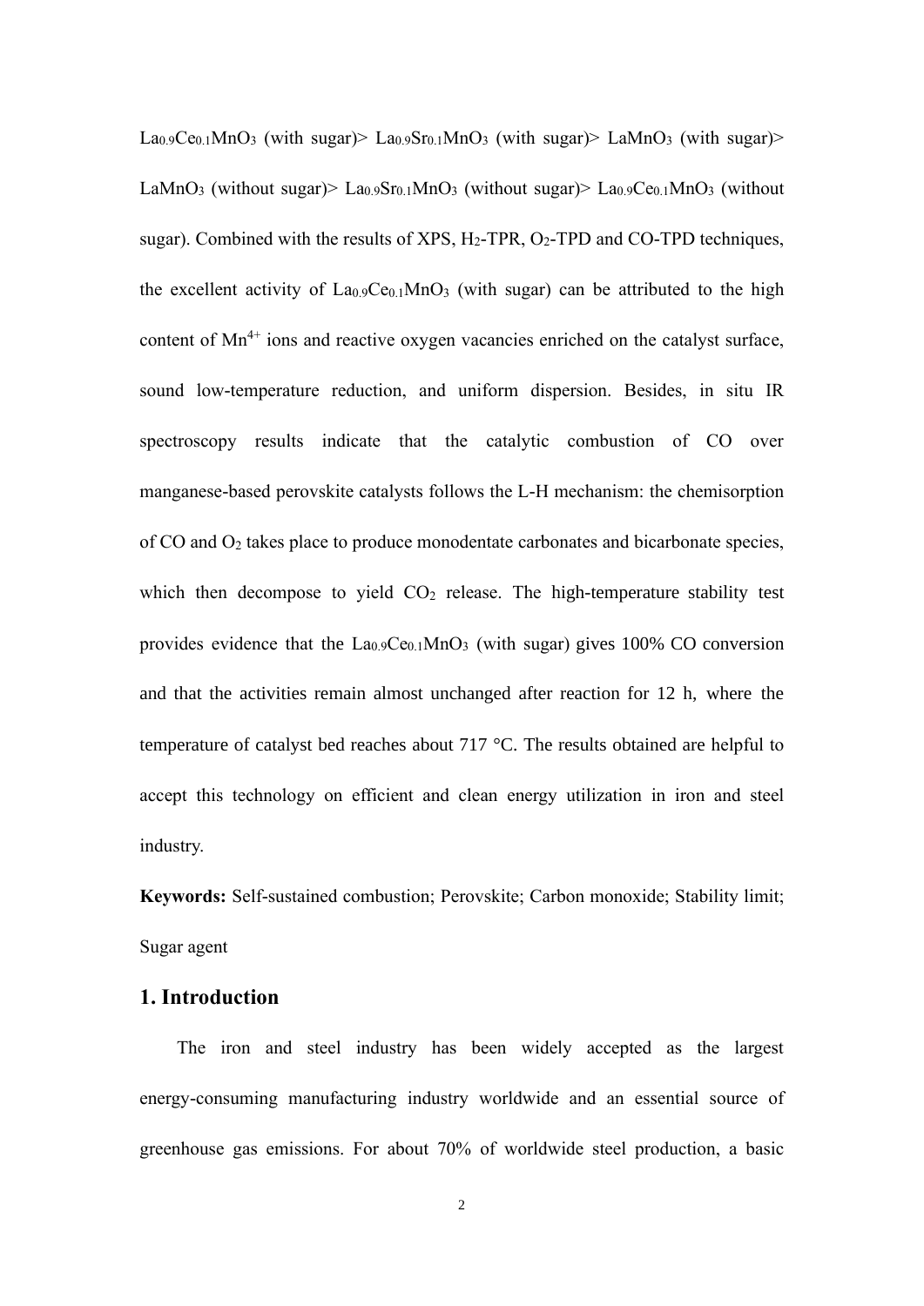$La_{0.9}Ce_{0.1}MnO_3$ (with sugar)> $La_{0.9}Sr_{0.1}MnO_3$ (with sugar)> $LaMnO_3$ (with sugar)> $LaMnO_3$ (without sugar)> $La_{0.9}Sr_{0.1}MnO_3$ (without sugar)> $La_{0.9}Ce_{0.1}MnO_3$ (without sugar). Combined with the results of XPS, $H_2$-TPR, $O_2$-TPD and CO-TPD techniques, the excellent activity of $La_{0.9}Ce_{0.1}MnO_3$ (with sugar) can be attributed to the high content of $Mn^{4+}$ ions and reactive oxygen vacancies enriched on the catalyst surface, sound low-temperature reduction, and uniform dispersion. Besides, in situ IR spectroscopy results indicate that the catalytic combustion of CO over manganese-based perovskite catalysts follows the L-H mechanism: the chemisorption of CO and $O_2$ takes place to produce monodentate carbonates and bicarbonate species, which then decompose to yield $CO_2$ release. The high-temperature stability test provides evidence that the $La_{0.9}Ce_{0.1}MnO_3$ (with sugar) gives 100% CO conversion and that the activities remain almost unchanged after reaction for 12 h, where the temperature of catalyst bed reaches about 717 °C. The results obtained are helpful to accept this technology on efficient and clean energy utilization in iron and steel industry.

**Keywords:** Self-sustained combustion; Perovskite; Carbon monoxide; Stability limit; Sugar agent

## 1. Introduction

The iron and steel industry has been widely accepted as the largest energy-consuming manufacturing industry worldwide and an essential source of greenhouse gas emissions. For about 70% of worldwide steel production, a basic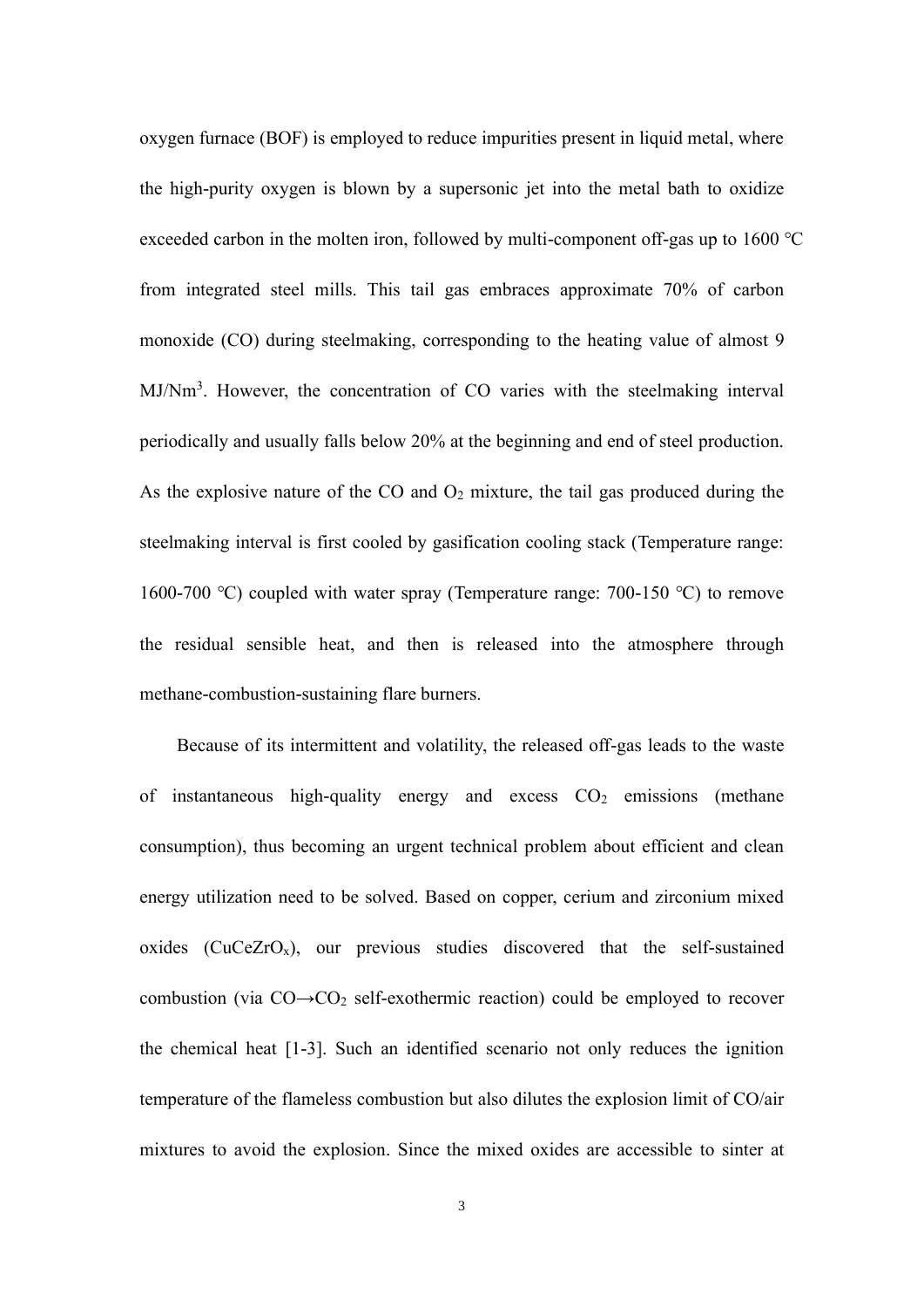oxygen furnace (BOF) is employed to reduce impurities present in liquid metal, where the high-purity oxygen is blown by a supersonic jet into the metal bath to oxidize exceeded carbon in the molten iron, followed by multi-component off-gas up to 1600 ℃ from integrated steel mills. This tail gas embraces approximate 70% of carbon monoxide (CO) during steelmaking, corresponding to the heating value of almost 9 $MJ/Nm^3$. However, the concentration of CO varies with the steelmaking interval periodically and usually falls below 20% at the beginning and end of steel production. As the explosive nature of the CO and $O_2$ mixture, the tail gas produced during the steelmaking interval is first cooled by gasification cooling stack (Temperature range: 1600-700 ℃) coupled with water spray (Temperature range: 700-150 ℃) to remove the residual sensible heat, and then is released into the atmosphere through methane-combustion-sustaining flare burners.

Because of its intermittent and volatility, the released off-gas leads to the waste of instantaneous high-quality energy and excess $CO_2$ emissions (methane consumption), thus becoming an urgent technical problem about efficient and clean energy utilization need to be solved. Based on copper, cerium and zirconium mixed oxides ($CuCeZrO_x$), our previous studies discovered that the self-sustained combustion (via $CO \rightarrow CO_2$ self-exothermic reaction) could be employed to recover the chemical heat [1-3]. Such an identified scenario not only reduces the ignition temperature of the flameless combustion but also dilutes the explosion limit of CO/air mixtures to avoid the explosion. Since the mixed oxides are accessible to sinter at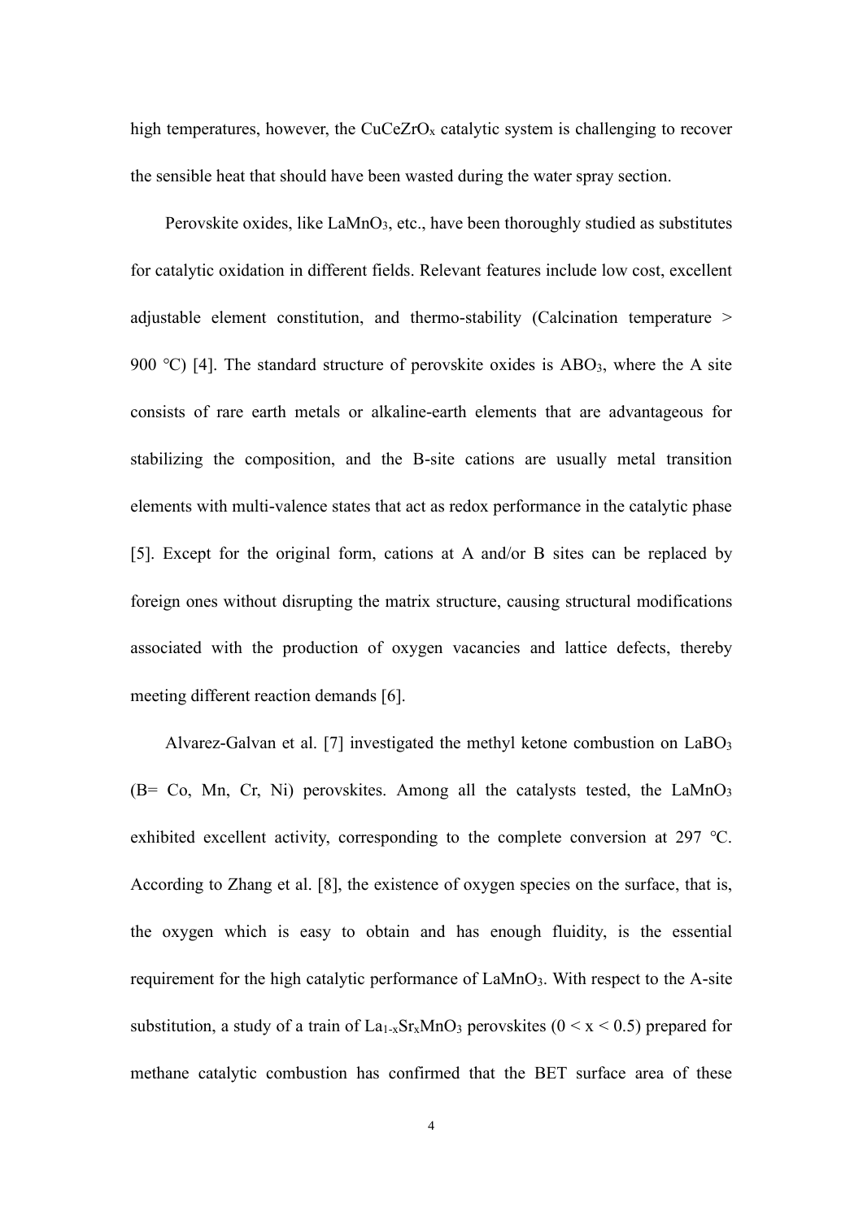high temperatures, however, the $CuCeZrO_x$ catalytic system is challenging to recover the sensible heat that should have been wasted during the water spray section.

Perovskite oxides, like $LaMnO_3$, etc., have been thoroughly studied as substitutes for catalytic oxidation in different fields. Relevant features include low cost, excellent adjustable element constitution, and thermo-stability (Calcination temperature > 900 ℃) [4]. The standard structure of perovskite oxides is $ABO_3$, where the A site consists of rare earth metals or alkaline-earth elements that are advantageous for stabilizing the composition, and the B-site cations are usually metal transition elements with multi-valence states that act as redox performance in the catalytic phase [5]. Except for the original form, cations at A and/or B sites can be replaced by foreign ones without disrupting the matrix structure, causing structural modifications associated with the production of oxygen vacancies and lattice defects, thereby meeting different reaction demands [6].

Alvarez-Galvan et al. [7] investigated the methyl ketone combustion on $LaBO_3$ (B= Co, Mn, Cr, Ni) perovskites. Among all the catalysts tested, the $LaMnO_3$ exhibited excellent activity, corresponding to the complete conversion at 297 ℃. According to Zhang et al. [8], the existence of oxygen species on the surface, that is, the oxygen which is easy to obtain and has enough fluidity, is the essential requirement for the high catalytic performance of $LaMnO_3$. With respect to the A-site substitution, a study of a train of $La_{1-x}Sr_xMnO_3$ perovskites ($0 < x < 0.5$) prepared for methane catalytic combustion has confirmed that the BET surface area of these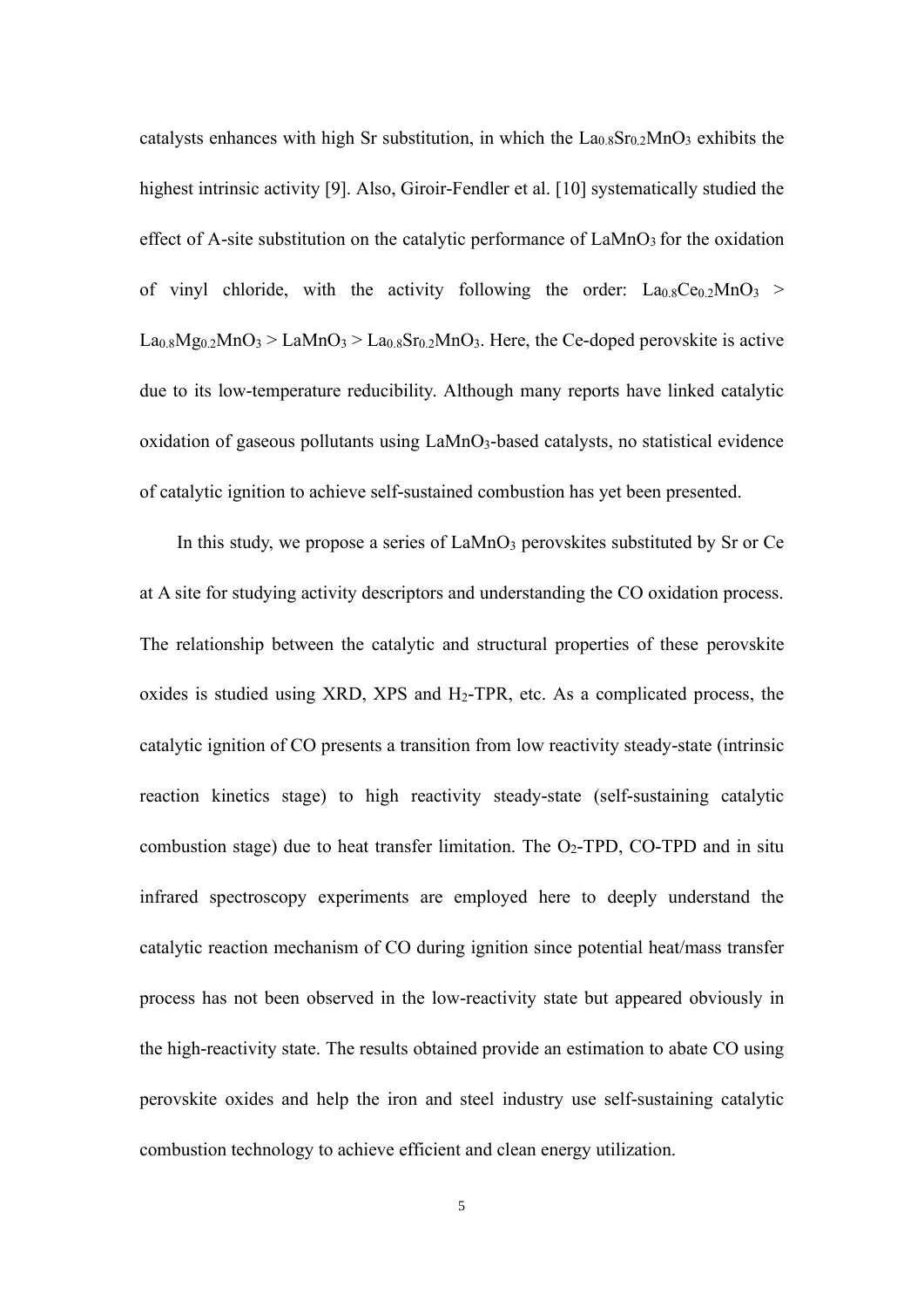catalysts enhances with high Sr substitution, in which the $La_{0.8}Sr_{0.2}MnO_3$ exhibits the highest intrinsic activity [9]. Also, Giroir-Fendler et al. [10] systematically studied the effect of A-site substitution on the catalytic performance of $LaMnO_3$ for the oxidation of vinyl chloride, with the activity following the order: $La_{0.8}Ce_{0.2}MnO_3$ > $La_{0.8}Mg_{0.2}MnO_3$ > $LaMnO_3$ > $La_{0.8}Sr_{0.2}MnO_3$. Here, the Ce-doped perovskite is active due to its low-temperature reducibility. Although many reports have linked catalytic oxidation of gaseous pollutants using $LaMnO_3$-based catalysts, no statistical evidence of catalytic ignition to achieve self-sustained combustion has yet been presented.

In this study, we propose a series of $LaMnO_3$ perovskites substituted by Sr or Ce at A site for studying activity descriptors and understanding the CO oxidation process. The relationship between the catalytic and structural properties of these perovskite oxides is studied using XRD, XPS and $H_2$-TPR, etc. As a complicated process, the catalytic ignition of CO presents a transition from low reactivity steady-state (intrinsic reaction kinetics stage) to high reactivity steady-state (self-sustaining catalytic combustion stage) due to heat transfer limitation. The $O_2$-TPD, CO-TPD and in situ infrared spectroscopy experiments are employed here to deeply understand the catalytic reaction mechanism of CO during ignition since potential heat/mass transfer process has not been observed in the low-reactivity state but appeared obviously in the high-reactivity state. The results obtained provide an estimation to abate CO using perovskite oxides and help the iron and steel industry use self-sustaining catalytic combustion technology to achieve efficient and clean energy utilization.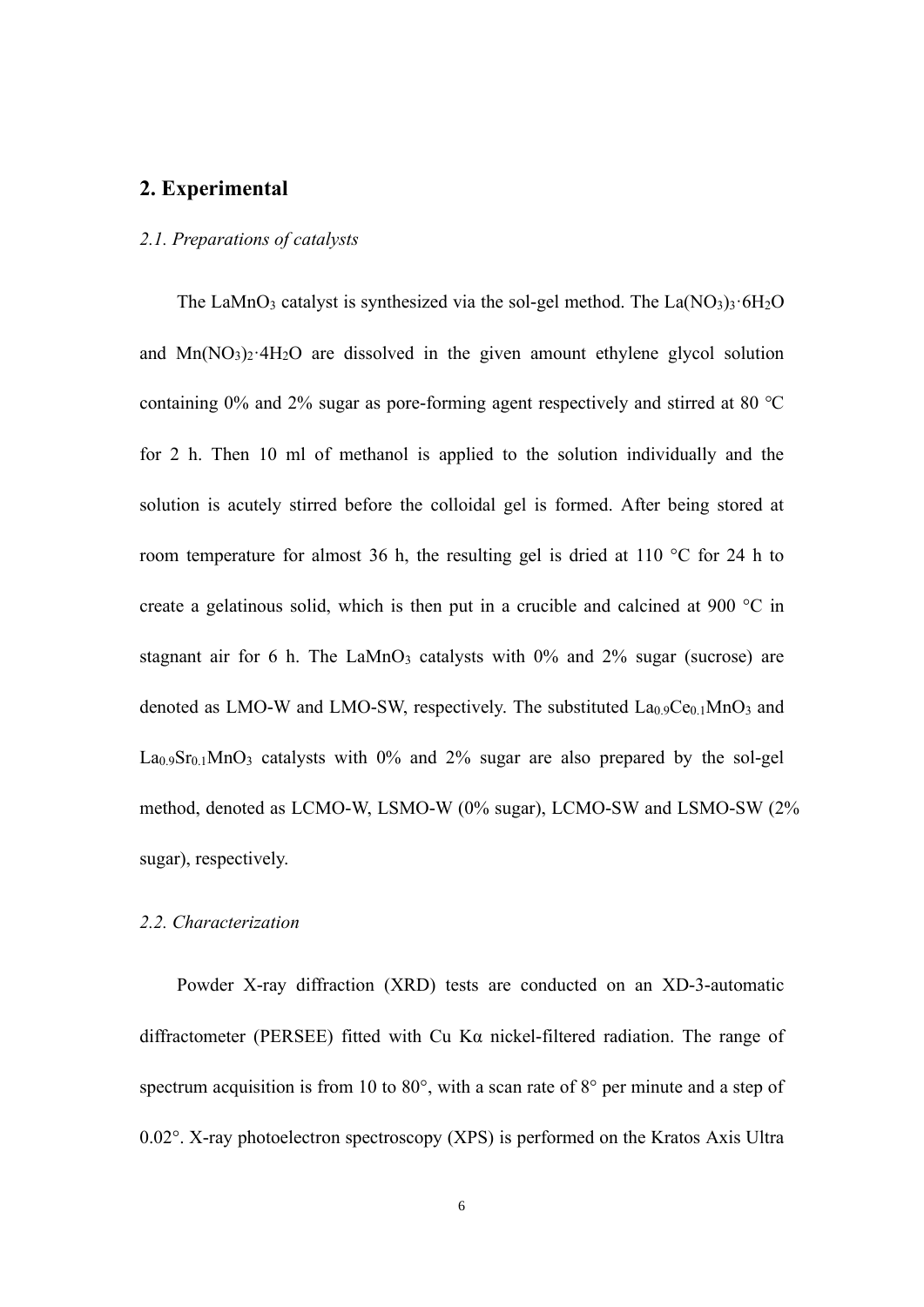## 2. Experimental

### *2.1. Preparations of catalysts*

The $LaMnO_3$ catalyst is synthesized via the sol-gel method. The $La(NO_3)_3 \cdot 6H_2O$ and $Mn(NO_3)_2 \cdot 4H_2O$ are dissolved in the given amount ethylene glycol solution containing 0% and 2% sugar as pore-forming agent respectively and stirred at 80 ℃ for 2 h. Then 10 ml of methanol is applied to the solution individually and the solution is acutely stirred before the colloidal gel is formed. After being stored at room temperature for almost 36 h, the resulting gel is dried at 110 °C for 24 h to create a gelatinous solid, which is then put in a crucible and calcined at 900 °C in stagnant air for 6 h. The $LaMnO_3$ catalysts with 0% and 2% sugar (sucrose) are denoted as LMO-W and LMO-SW, respectively. The substituted $La_{0.9}Ce_{0.1}MnO_3$ and $La_{0.9}Sr_{0.1}MnO_3$ catalysts with 0% and 2% sugar are also prepared by the sol-gel method, denoted as LCMO-W, LSMO-W (0% sugar), LCMO-SW and LSMO-SW (2% sugar), respectively.

### *2.2. Characterization*

Powder X-ray diffraction (XRD) tests are conducted on an XD-3-automatic diffractometer (PERSEE) fitted with Cu Kα nickel-filtered radiation. The range of spectrum acquisition is from 10 to 80°, with a scan rate of 8° per minute and a step of 0.02°. X-ray photoelectron spectroscopy (XPS) is performed on the Kratos Axis Ultra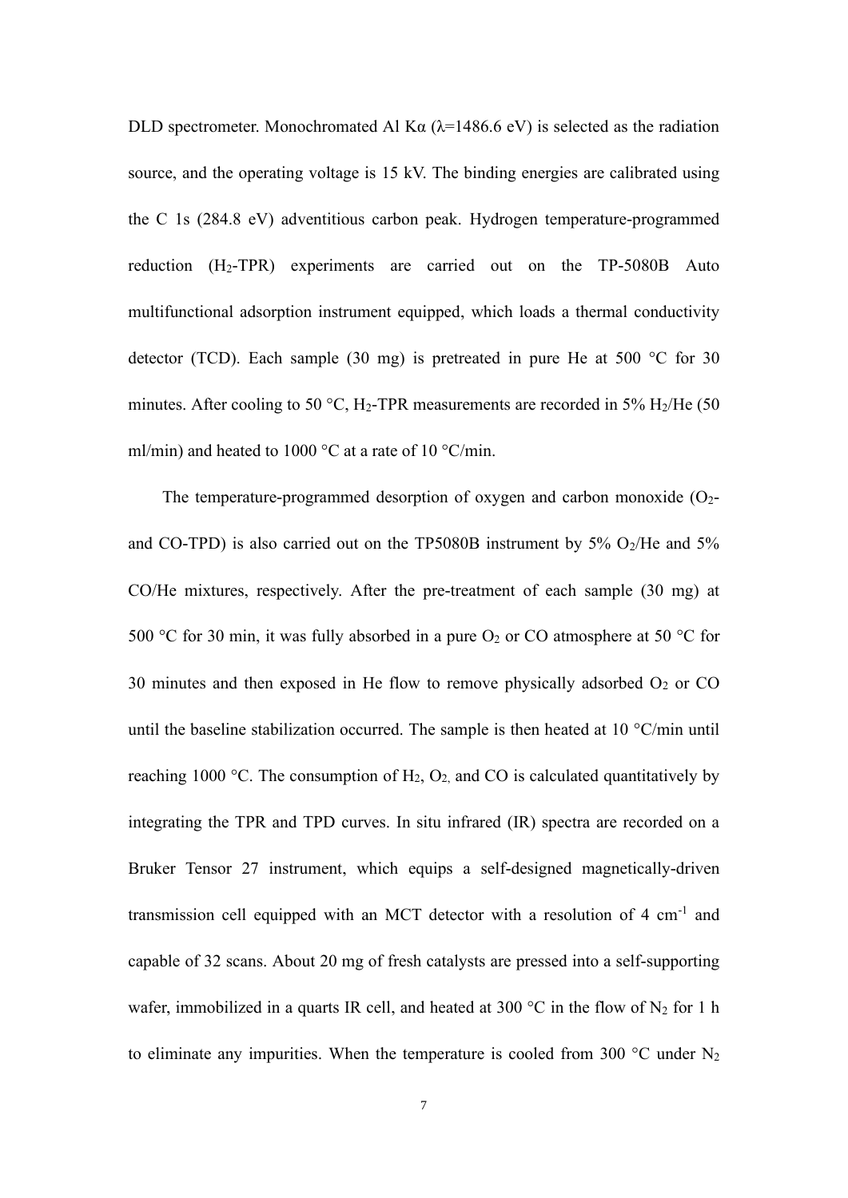DLD spectrometer. Monochromated Al Kα (λ=1486.6 eV) is selected as the radiation source, and the operating voltage is 15 kV. The binding energies are calibrated using the C 1s (284.8 eV) adventitious carbon peak. Hydrogen temperature-programmed reduction ($H_2$-TPR) experiments are carried out on the TP-5080B Auto multifunctional adsorption instrument equipped, which loads a thermal conductivity detector (TCD). Each sample (30 mg) is pretreated in pure He at 500 °C for 30 minutes. After cooling to 50 °C, $H_2$-TPR measurements are recorded in 5% $H_2$/He (50 ml/min) and heated to 1000 °C at a rate of 10 °C/min.

The temperature-programmed desorption of oxygen and carbon monoxide ($O_2$- and CO-TPD) is also carried out on the TP5080B instrument by 5% $O_2$/He and 5% CO/He mixtures, respectively. After the pre-treatment of each sample (30 mg) at 500 °C for 30 min, it was fully absorbed in a pure $O_2$ or CO atmosphere at 50 °C for 30 minutes and then exposed in He flow to remove physically adsorbed $O_2$ or CO until the baseline stabilization occurred. The sample is then heated at 10 °C/min until reaching 1000 °C. The consumption of $H_2$, $O_2$, and CO is calculated quantitatively by integrating the TPR and TPD curves. In situ infrared (IR) spectra are recorded on a Bruker Tensor 27 instrument, which equips a self-designed magnetically-driven transmission cell equipped with an MCT detector with a resolution of 4 $cm^{-1}$ and capable of 32 scans. About 20 mg of fresh catalysts are pressed into a self-supporting wafer, immobilized in a quarts IR cell, and heated at 300 °C in the flow of $N_2$ for 1 h to eliminate any impurities. When the temperature is cooled from 300 °C under $N_2$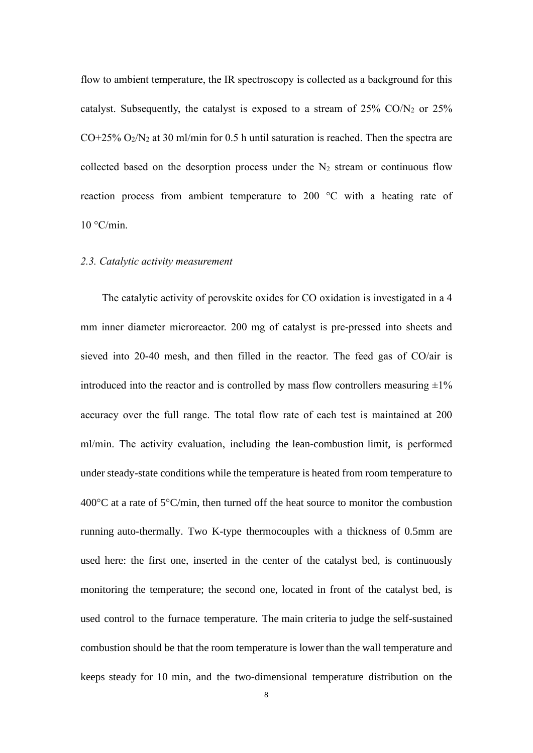flow to ambient temperature, the IR spectroscopy is collected as a background for this catalyst. Subsequently, the catalyst is exposed to a stream of 25% $CO/N_2$ or 25% CO+25% $O_2/N_2$ at 30 ml/min for 0.5 h until saturation is reached. Then the spectra are collected based on the desorption process under the $N_2$ stream or continuous flow reaction process from ambient temperature to 200 °C with a heating rate of 10 °C/min.

### *2.3. Catalytic activity measurement*

The catalytic activity of perovskite oxides for CO oxidation is investigated in a 4 mm inner diameter microreactor. 200 mg of catalyst is pre-pressed into sheets and sieved into 20-40 mesh, and then filled in the reactor. The feed gas of CO/air is introduced into the reactor and is controlled by mass flow controllers measuring ±1% accuracy over the full range. The total flow rate of each test is maintained at 200 ml/min. The activity evaluation, including the lean-combustion limit, is performed under steady-state conditions while the temperature is heated from room temperature to 400°C at a rate of 5°C/min, then turned off the heat source to monitor the combustion running auto-thermally. Two K-type thermocouples with a thickness of 0.5mm are used here: the first one, inserted in the center of the catalyst bed, is continuously monitoring the temperature; the second one, located in front of the catalyst bed, is used control to the furnace temperature. The main criteria to judge the self-sustained combustion should be that the room temperature is lower than the wall temperature and keeps steady for 10 min, and the two-dimensional temperature distribution on the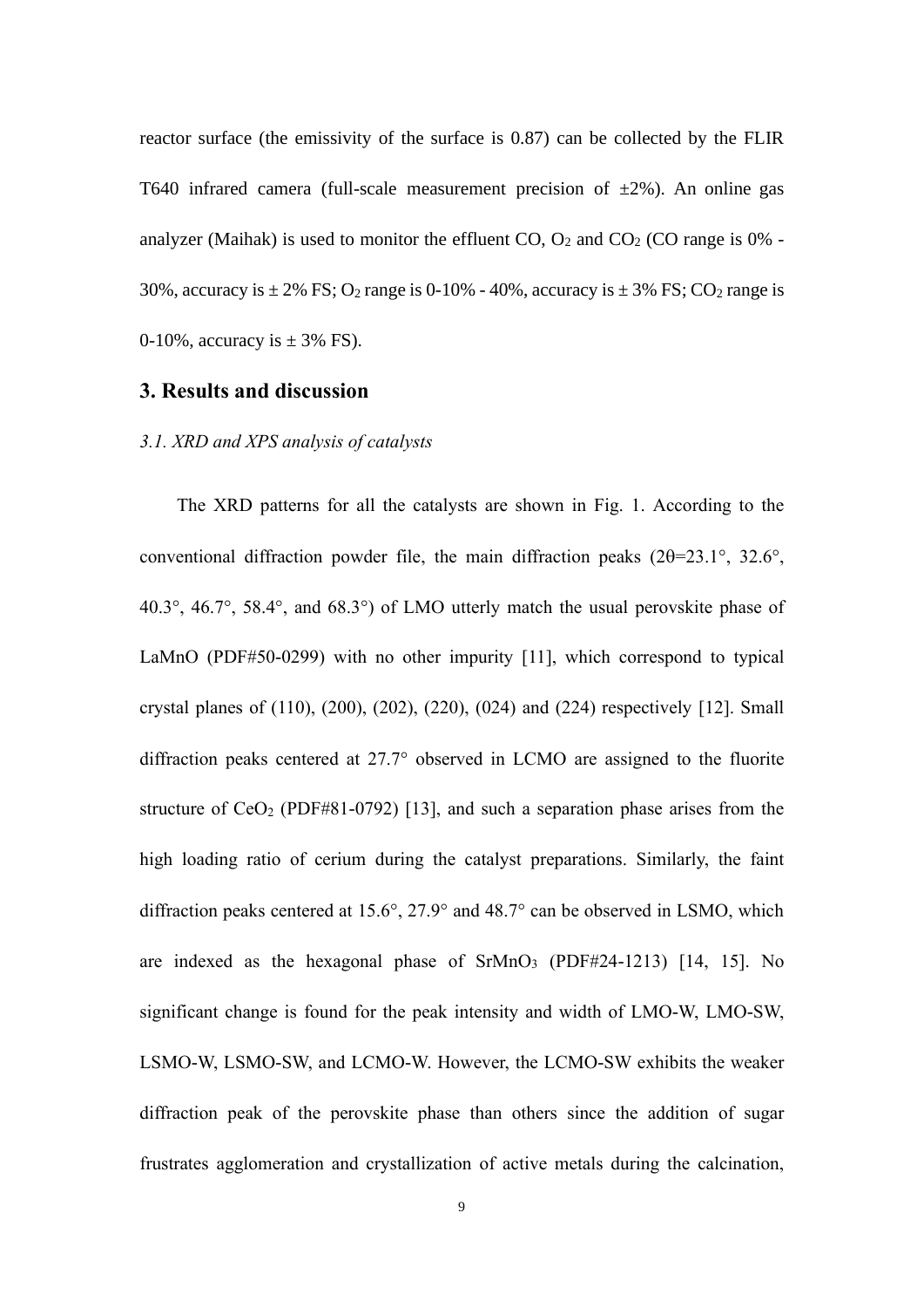reactor surface (the emissivity of the surface is 0.87) can be collected by the FLIR T640 infrared camera (full-scale measurement precision of ±2%). An online gas analyzer (Maihak) is used to monitor the effluent CO, $O_2$ and $CO_2$ (CO range is 0% - 30%, accuracy is ± 2% FS; $O_2$ range is 0-10% - 40%, accuracy is ± 3% FS; $CO_2$ range is 0-10%, accuracy is ± 3% FS).

## 3. Results and discussion

### *3.1. XRD and XPS analysis of catalysts*

The XRD patterns for all the catalysts are shown in Fig. 1. According to the conventional diffraction powder file, the main diffraction peaks (2θ=23.1°, 32.6°, 40.3°, 46.7°, 58.4°, and 68.3°) of LMO utterly match the usual perovskite phase of LaMnO (PDF#50-0299) with no other impurity [11], which correspond to typical crystal planes of (110), (200), (202), (220), (024) and (224) respectively [12]. Small diffraction peaks centered at 27.7° observed in LCMO are assigned to the fluorite structure of $CeO_2$ (PDF#81-0792) [13], and such a separation phase arises from the high loading ratio of cerium during the catalyst preparations. Similarly, the faint diffraction peaks centered at 15.6°, 27.9° and 48.7° can be observed in LSMO, which are indexed as the hexagonal phase of $SrMnO_3$ (PDF#24-1213) [14, 15]. No significant change is found for the peak intensity and width of LMO-W, LMO-SW, LSMO-W, LSMO-SW, and LCMO-W. However, the LCMO-SW exhibits the weaker diffraction peak of the perovskite phase than others since the addition of sugar frustrates agglomeration and crystallization of active metals during the calcination,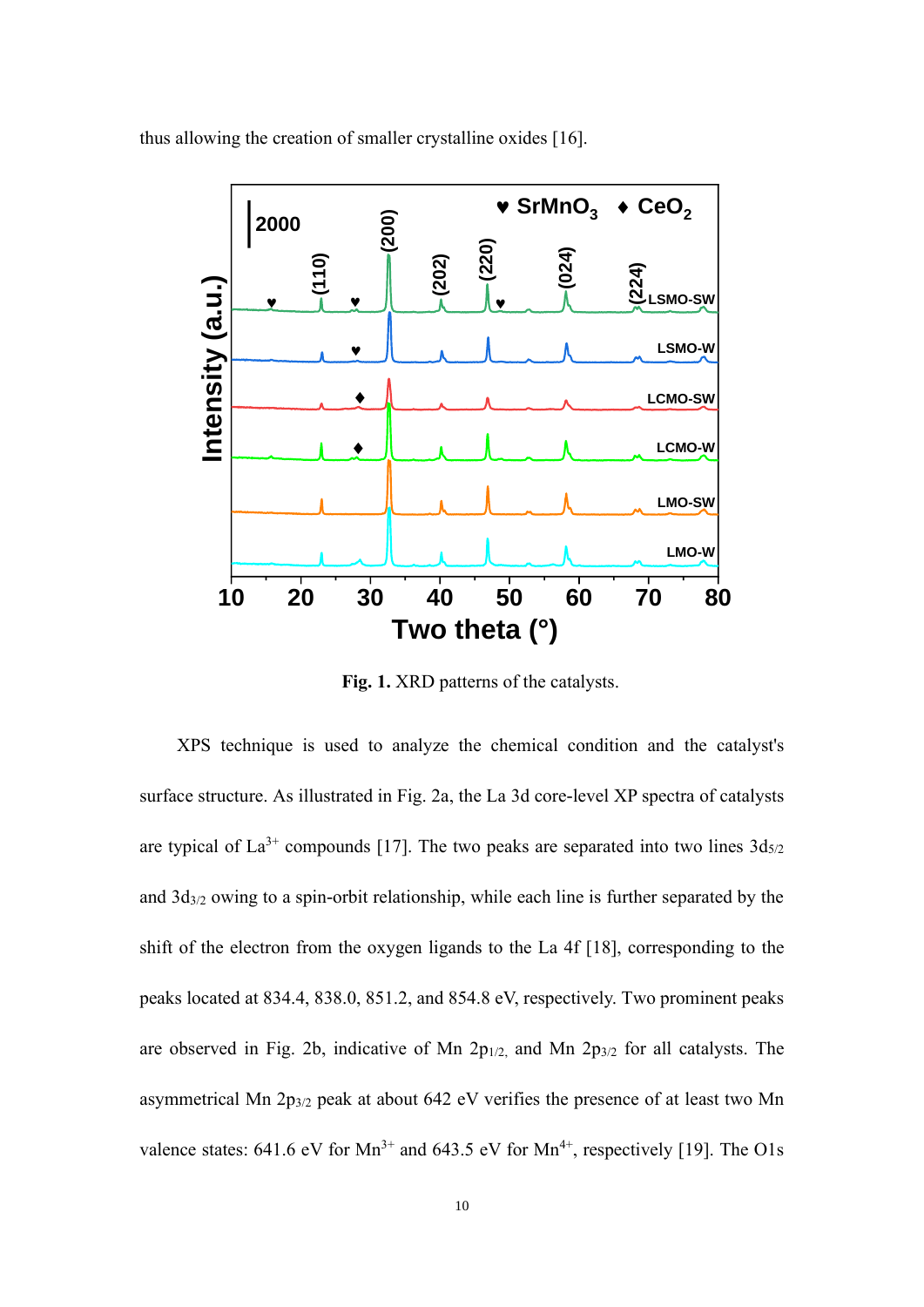thus allowing the creation of smaller crystalline oxides [16].

**Fig. 1.** XRD patterns of the catalysts.

XPS technique is used to analyze the chemical condition and the catalyst's surface structure. As illustrated in Fig. 2a, the La 3d core-level XP spectra of catalysts are typical of $La^{3+}$ compounds [17]. The two peaks are separated into two lines $3d_{5/2}$ and $3d_{3/2}$ owing to a spin-orbit relationship, while each line is further separated by the shift of the electron from the oxygen ligands to the La 4f [18], corresponding to the peaks located at 834.4, 838.0, 851.2, and 854.8 eV, respectively. Two prominent peaks are observed in Fig. 2b, indicative of Mn $2p_{1/2,}$ and Mn $2p_{3/2}$ for all catalysts. The asymmetrical Mn $2p_{3/2}$ peak at about 642 eV verifies the presence of at least two Mn valence states: 641.6 eV for $Mn^{3+}$ and 643.5 eV for $Mn^{4+}$, respectively [19]. The O1s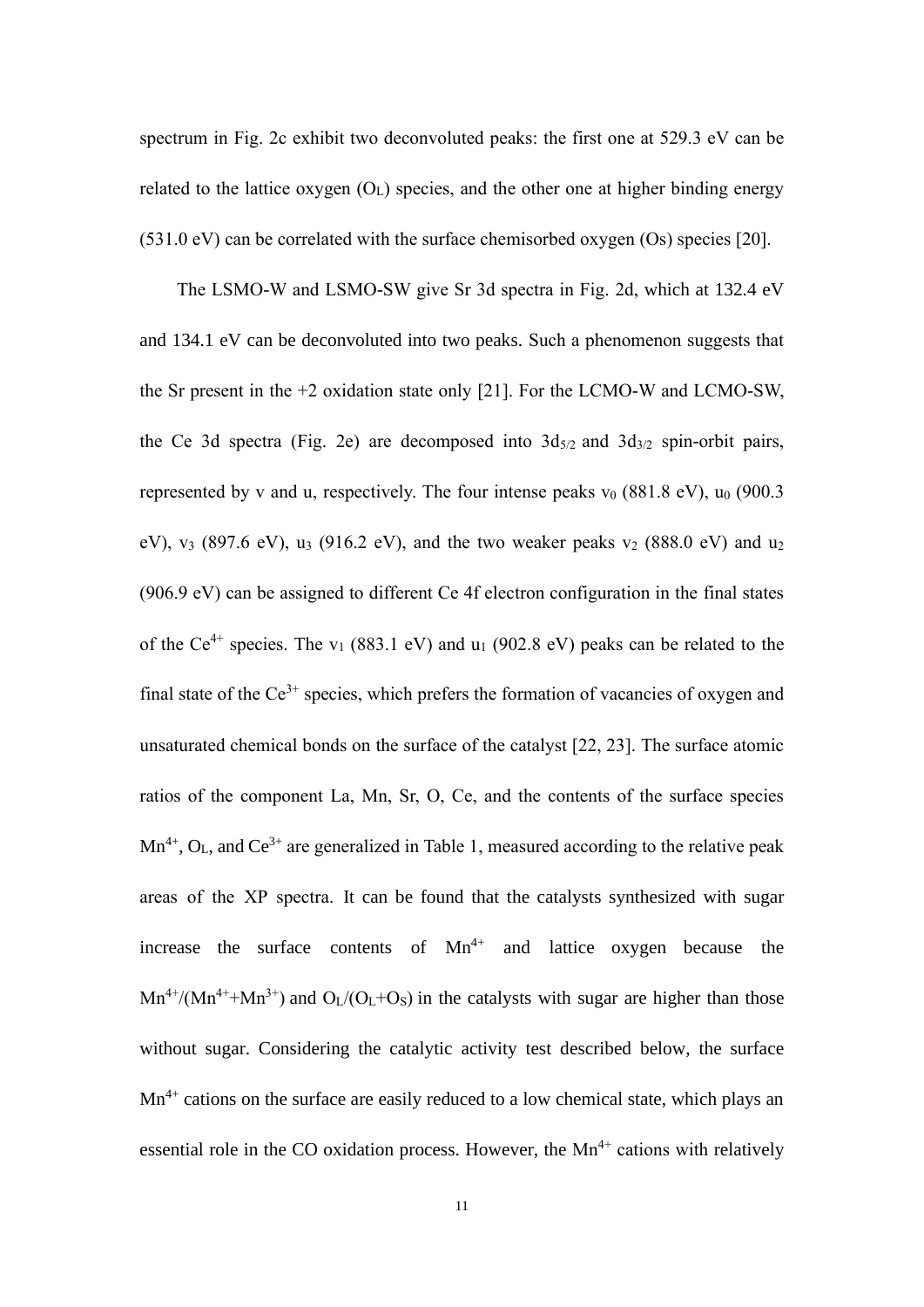spectrum in Fig. 2c exhibit two deconvoluted peaks: the first one at 529.3 eV can be related to the lattice oxygen ($O_L$) species, and the other one at higher binding energy (531.0 eV) can be correlated with the surface chemisorbed oxygen (Os) species [20].

The LSMO-W and LSMO-SW give Sr 3d spectra in Fig. 2d, which at 132.4 eV and 134.1 eV can be deconvoluted into two peaks. Such a phenomenon suggests that the Sr present in the +2 oxidation state only [21]. For the LCMO-W and LCMO-SW, the Ce 3d spectra (Fig. 2e) are decomposed into $3d_{5/2}$ and $3d_{3/2}$ spin-orbit pairs, represented by v and u, respectively. The four intense peaks $v_0$ (881.8 eV), $u_0$ (900.3 eV), $v_3$ (897.6 eV), $u_3$ (916.2 eV), and the two weaker peaks $v_2$ (888.0 eV) and $u_2$ (906.9 eV) can be assigned to different Ce 4f electron configuration in the final states of the $Ce^{4+}$ species. The $v_1$ (883.1 eV) and $u_1$ (902.8 eV) peaks can be related to the final state of the $Ce^{3+}$ species, which prefers the formation of vacancies of oxygen and unsaturated chemical bonds on the surface of the catalyst [22, 23]. The surface atomic ratios of the component La, Mn, Sr, O, Ce, and the contents of the surface species $Mn^{4+}$, $O_L$, and $Ce^{3+}$ are generalized in Table 1, measured according to the relative peak areas of the XP spectra. It can be found that the catalysts synthesized with sugar increase the surface contents of $Mn^{4+}$ and lattice oxygen because the $Mn^{4+}/(Mn^{4+}+Mn^{3+})$ and $O_L/(O_L+O_S)$ in the catalysts with sugar are higher than those without sugar. Considering the catalytic activity test described below, the surface $Mn^{4+}$ cations on the surface are easily reduced to a low chemical state, which plays an essential role in the CO oxidation process. However, the $Mn^{4+}$ cations with relatively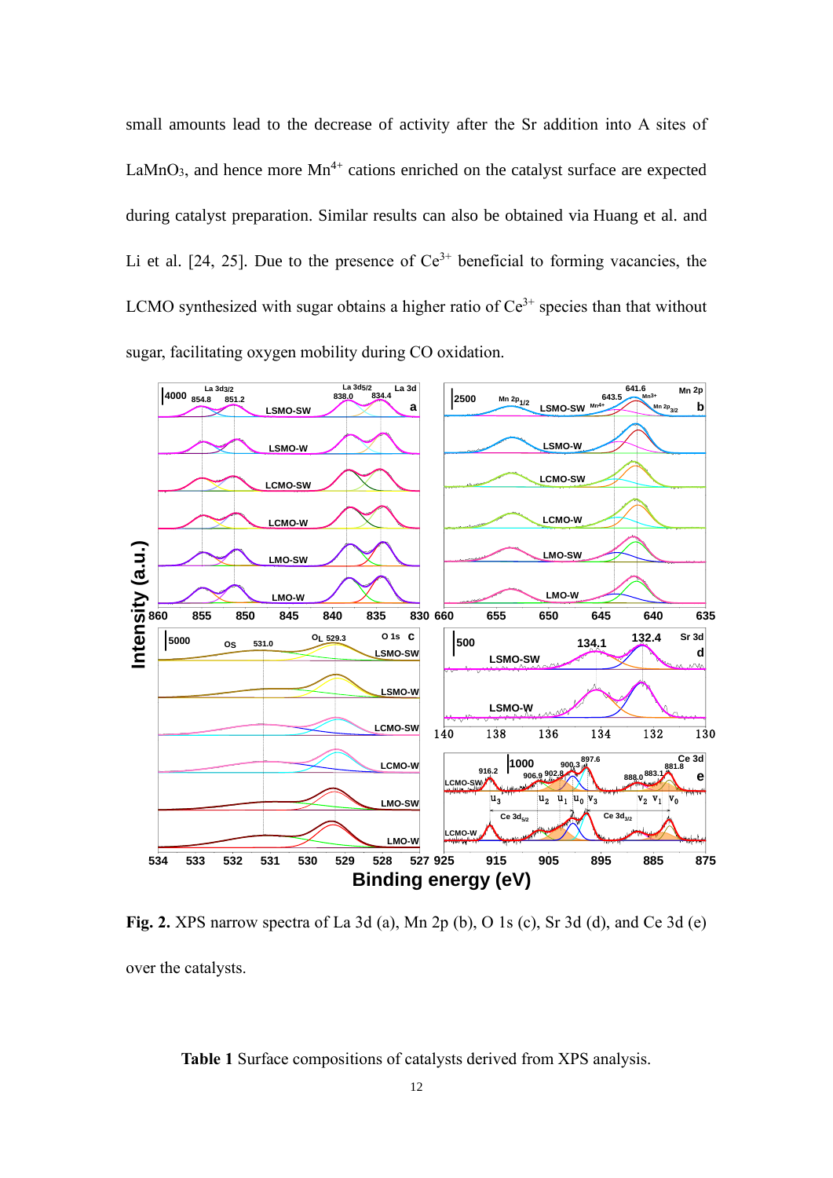small amounts lead to the decrease of activity after the Sr addition into A sites of $LaMnO_3$, and hence more $Mn^{4+}$ cations enriched on the catalyst surface are expected during catalyst preparation. Similar results can also be obtained via Huang et al. and Li et al. [24, 25]. Due to the presence of $Ce^{3+}$ beneficial to forming vacancies, the LCMO synthesized with sugar obtains a higher ratio of $Ce^{3+}$ species than that without sugar, facilitating oxygen mobility during CO oxidation.

**Fig. 2.** XPS narrow spectra of La 3d (a), Mn 2p (b), O 1s (c), Sr 3d (d), and Ce 3d (e) over the catalysts.

**Table 1** Surface compositions of catalysts derived from XPS analysis.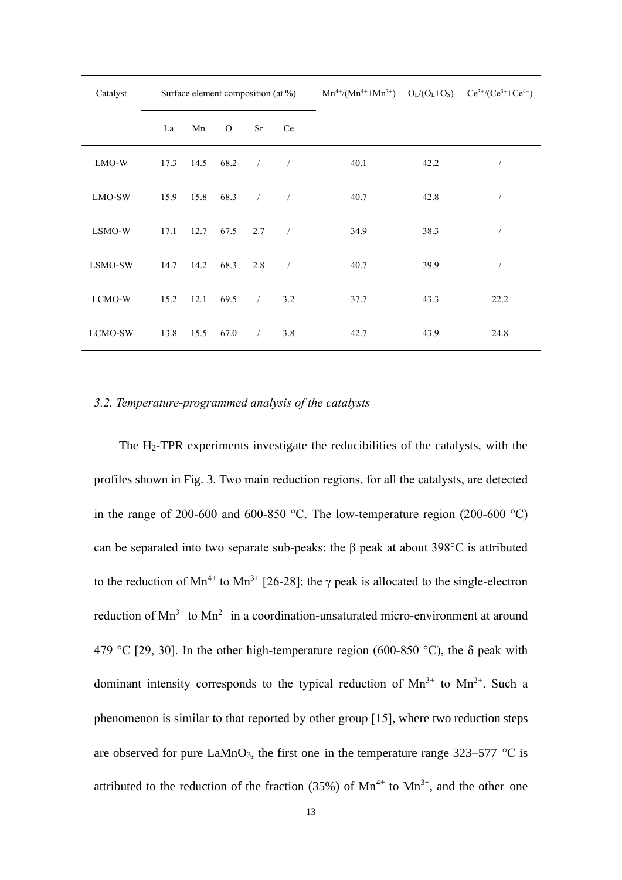| Catalyst | Surface element composition (at %) | | | | | $Mn^{4+}/(Mn^{4+}+Mn^{3+})$ | $O_L/(O_L+O_S)$ | $Ce^{3+}/(Ce^{3+}+Ce^{4+})$ |
|---|---|---|---|---|---|---|---|---|
| | La | Mn | O | Sr | Ce | | | |
| LMO-W | 17.3 | 14.5 | 68.2 | / | / | 40.1 | 42.2 | / |
| LMO-SW | 15.9 | 15.8 | 68.3 | / | / | 40.7 | 42.8 | / |
| LSMO-W | 17.1 | 12.7 | 67.5 | 2.7 | / | 34.9 | 38.3 | / |
| LSMO-SW | 14.7 | 14.2 | 68.3 | 2.8 | / | 40.7 | 39.9 | / |
| LCMO-W | 15.2 | 12.1 | 69.5 | / | 3.2 | 37.7 | 43.3 | 22.2 |
| LCMO-SW | 13.8 | 15.5 | 67.0 | / | 3.8 | 42.7 | 43.9 | 24.8 |

### *3.2. Temperature-programmed analysis of the catalysts*

The $H_2$-TPR experiments investigate the reducibilities of the catalysts, with the profiles shown in Fig. 3. Two main reduction regions, for all the catalysts, are detected in the range of 200-600 and 600-850 °C. The low-temperature region (200-600 °C) can be separated into two separate sub-peaks: the β peak at about 398°C is attributed to the reduction of $Mn^{4+}$ to $Mn^{3+}$ [26-28]; the γ peak is allocated to the single-electron reduction of $Mn^{3+}$ to $Mn^{2+}$ in a coordination-unsaturated micro-environment at around 479 °C [29, 30]. In the other high-temperature region (600-850 °C), the δ peak with dominant intensity corresponds to the typical reduction of $Mn^{3+}$ to $Mn^{2+}$. Such a phenomenon is similar to that reported by other group [15], where two reduction steps are observed for pure $LaMnO_3$, the first one in the temperature range 323–577 °C is attributed to the reduction of the fraction (35%) of $Mn^{4+}$ to $Mn^{3+}$, and the other one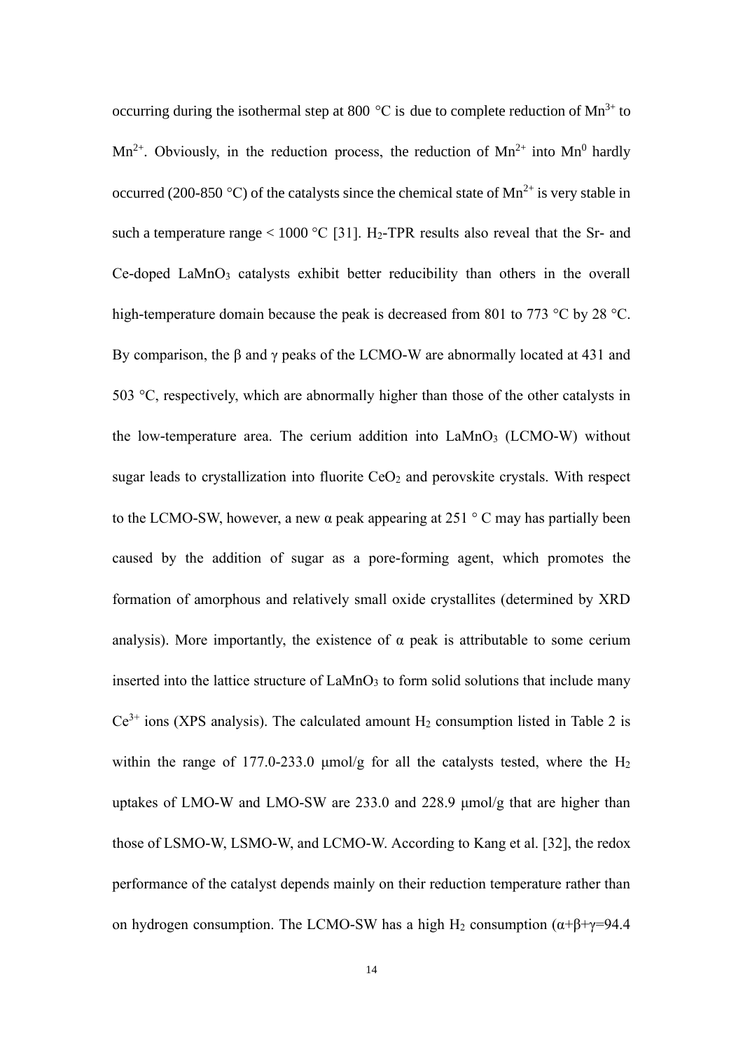occurring during the isothermal step at 800 °C is due to complete reduction of $Mn^{3+}$ to $Mn^{2+}$. Obviously, in the reduction process, the reduction of $Mn^{2+}$ into $Mn^0$ hardly occurred (200-850 °C) of the catalysts since the chemical state of $Mn^{2+}$ is very stable in such a temperature range < 1000 °C [31]. $H_2$-TPR results also reveal that the Sr- and Ce-doped $LaMnO_3$ catalysts exhibit better reducibility than others in the overall high-temperature domain because the peak is decreased from 801 to 773 °C by 28 °C. By comparison, the β and γ peaks of the LCMO-W are abnormally located at 431 and 503 °C, respectively, which are abnormally higher than those of the other catalysts in the low-temperature area. The cerium addition into $LaMnO_3$ (LCMO-W) without sugar leads to crystallization into fluorite $CeO_2$ and perovskite crystals. With respect to the LCMO-SW, however, a new α peak appearing at 251 ° C may has partially been caused by the addition of sugar as a pore-forming agent, which promotes the formation of amorphous and relatively small oxide crystallites (determined by XRD analysis). More importantly, the existence of α peak is attributable to some cerium inserted into the lattice structure of $LaMnO_3$ to form solid solutions that include many $Ce^{3+}$ ions (XPS analysis). The calculated amount $H_2$ consumption listed in Table 2 is within the range of 177.0-233.0 μmol/g for all the catalysts tested, where the $H_2$ uptakes of LMO-W and LMO-SW are 233.0 and 228.9 μmol/g that are higher than those of LSMO-W, LSMO-W, and LCMO-W. According to Kang et al. [32], the redox performance of the catalyst depends mainly on their reduction temperature rather than on hydrogen consumption. The LCMO-SW has a high $H_2$ consumption (α+β+γ=94.4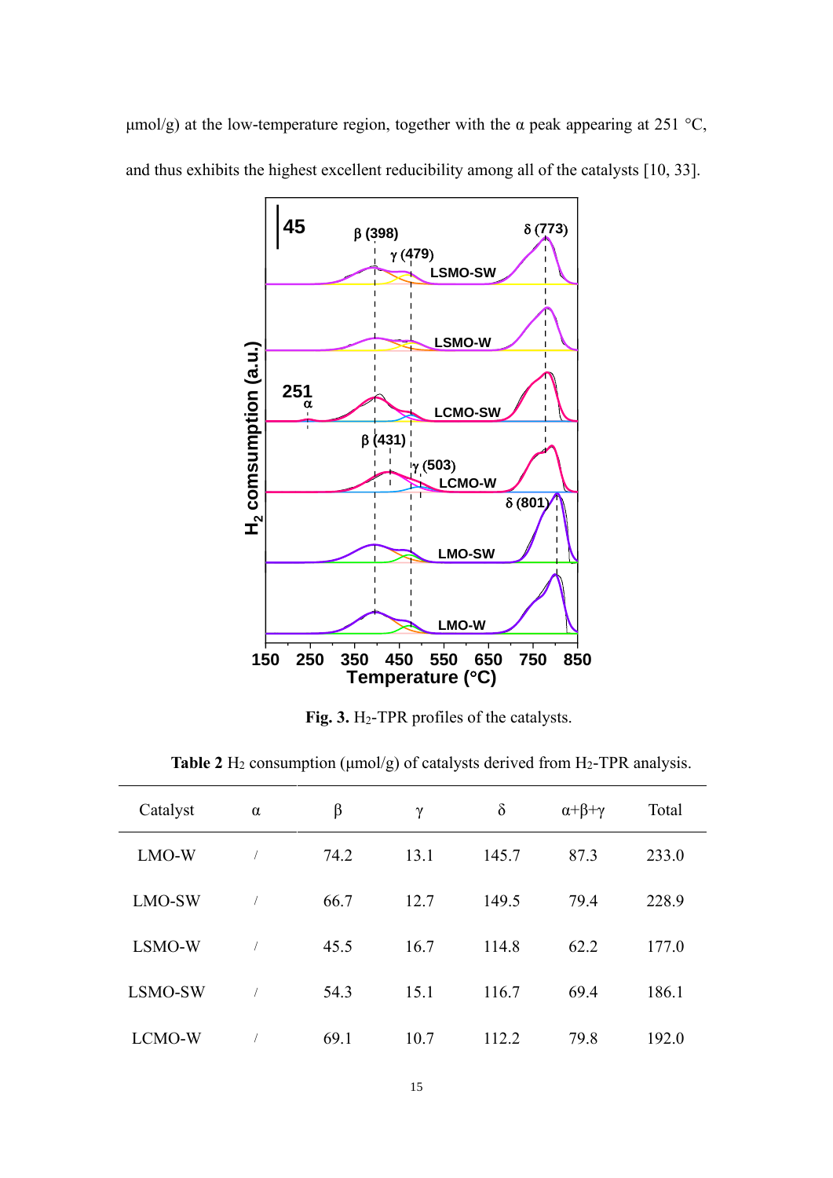μmol/g) at the low-temperature region, together with the α peak appearing at 251 °C, and thus exhibits the highest excellent reducibility among all of the catalysts [10, 33].

**Fig. 3.** $H_2$-TPR profiles of the catalysts.

**Table 2** $H_2$ consumption (μmol/g) of catalysts derived from $H_2$-TPR analysis.

| Catalyst | α | β | γ | δ | α+β+γ | Total |
|---|---|---|---|---|---|---|
| LMO-W | / | 74.2 | 13.1 | 145.7 | 87.3 | 233.0 |
| LMO-SW | / | 66.7 | 12.7 | 149.5 | 79.4 | 228.9 |
| LSMO-W | / | 45.5 | 16.7 | 114.8 | 62.2 | 177.0 |
| LSMO-SW | / | 54.3 | 15.1 | 116.7 | 69.4 | 186.1 |
| LCMO-W | / | 69.1 | 10.7 | 112.2 | 79.8 | 192.0 |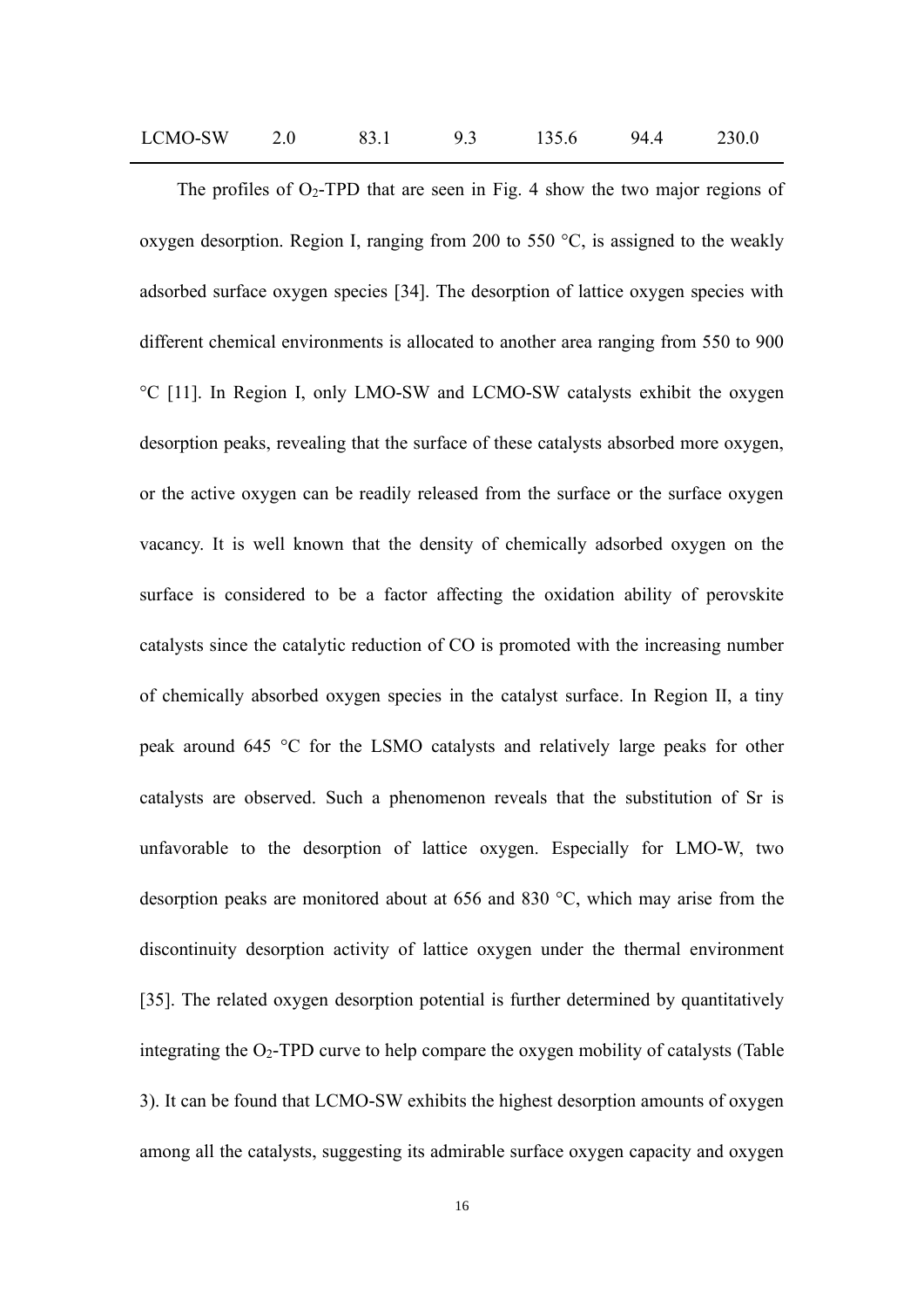| LCMO-SW | 2.0 | 83.1 | 9.3 | 135.6 | 94.4 | 230.0 |
|---|---|---|---|---|---|---|

The profiles of $O_2$-TPD that are seen in Fig. 4 show the two major regions of oxygen desorption. Region I, ranging from 200 to 550 °C, is assigned to the weakly adsorbed surface oxygen species [34]. The desorption of lattice oxygen species with different chemical environments is allocated to another area ranging from 550 to 900 °C [11]. In Region I, only LMO-SW and LCMO-SW catalysts exhibit the oxygen desorption peaks, revealing that the surface of these catalysts absorbed more oxygen, or the active oxygen can be readily released from the surface or the surface oxygen vacancy. It is well known that the density of chemically adsorbed oxygen on the surface is considered to be a factor affecting the oxidation ability of perovskite catalysts since the catalytic reduction of CO is promoted with the increasing number of chemically absorbed oxygen species in the catalyst surface. In Region II, a tiny peak around 645 °C for the LSMO catalysts and relatively large peaks for other catalysts are observed. Such a phenomenon reveals that the substitution of Sr is unfavorable to the desorption of lattice oxygen. Especially for LMO-W, two desorption peaks are monitored about at 656 and 830 °C, which may arise from the discontinuity desorption activity of lattice oxygen under the thermal environment [35]. The related oxygen desorption potential is further determined by quantitatively integrating the $O_2$-TPD curve to help compare the oxygen mobility of catalysts (Table 3). It can be found that LCMO-SW exhibits the highest desorption amounts of oxygen among all the catalysts, suggesting its admirable surface oxygen capacity and oxygen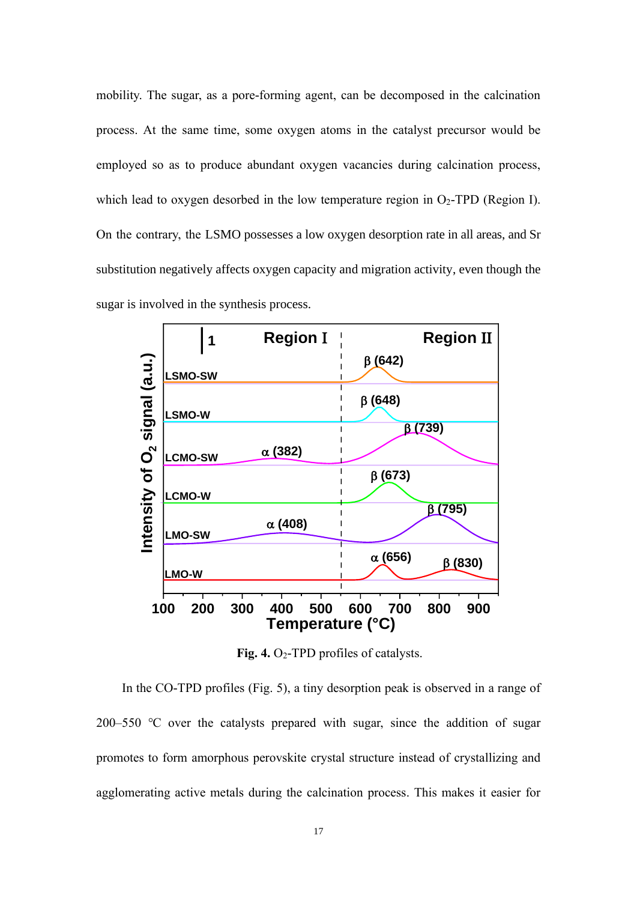mobility. The sugar, as a pore-forming agent, can be decomposed in the calcination process. At the same time, some oxygen atoms in the catalyst precursor would be employed so as to produce abundant oxygen vacancies during calcination process, which lead to oxygen desorbed in the low temperature region in $O_2$-TPD (Region I). On the contrary, the LSMO possesses a low oxygen desorption rate in all areas, and Sr substitution negatively affects oxygen capacity and migration activity, even though the sugar is involved in the synthesis process.

**Fig. 4.** $O_2$-TPD profiles of catalysts.

In the CO-TPD profiles (Fig. 5), a tiny desorption peak is observed in a range of 200–550 ℃ over the catalysts prepared with sugar, since the addition of sugar promotes to form amorphous perovskite crystal structure instead of crystallizing and agglomerating active metals during the calcination process. This makes it easier for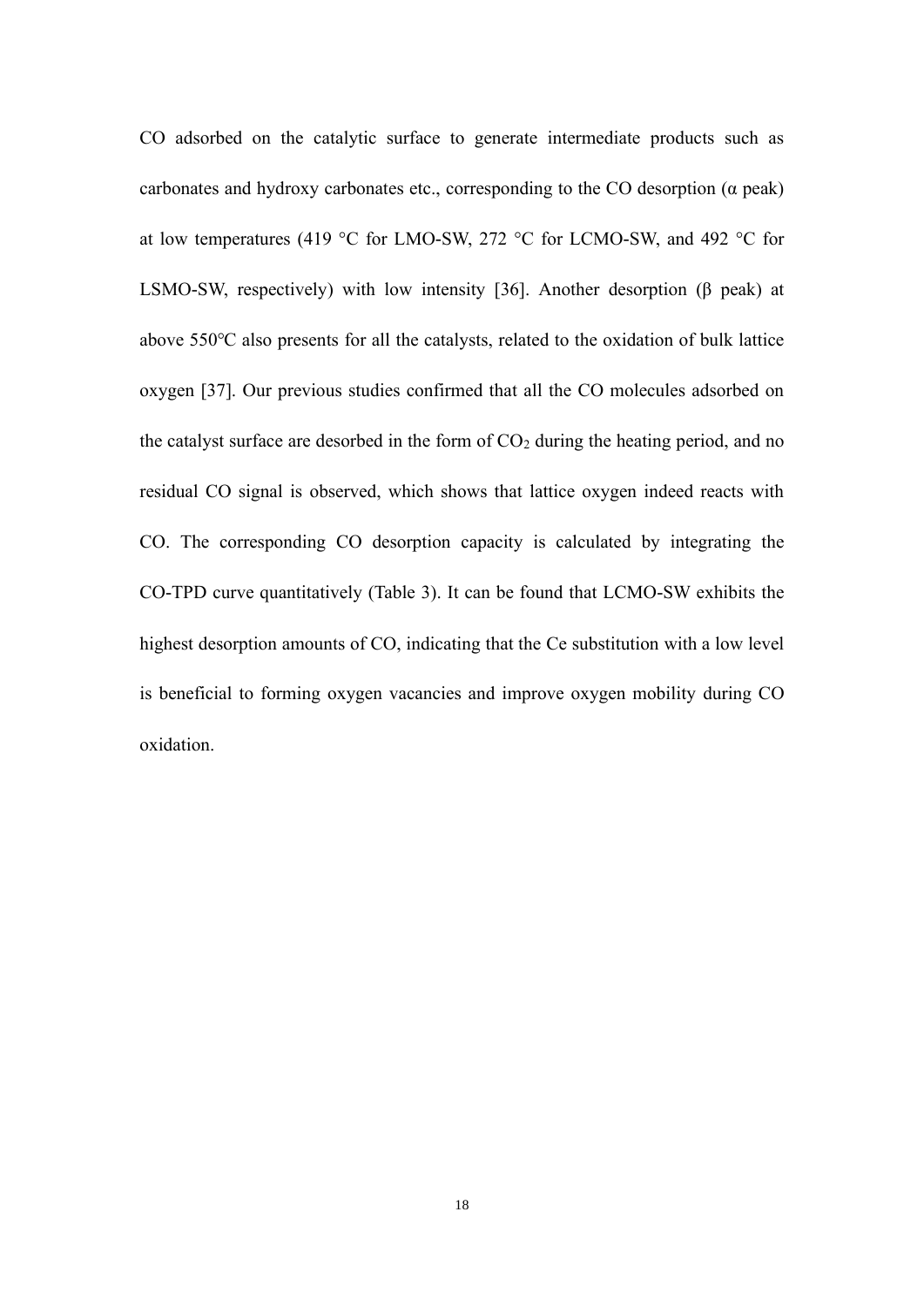CO adsorbed on the catalytic surface to generate intermediate products such as carbonates and hydroxy carbonates etc., corresponding to the CO desorption (α peak) at low temperatures (419 °C for LMO-SW, 272 °C for LCMO-SW, and 492 °C for LSMO-SW, respectively) with low intensity [36]. Another desorption (β peak) at above 550°C also presents for all the catalysts, related to the oxidation of bulk lattice oxygen [37]. Our previous studies confirmed that all the CO molecules adsorbed on the catalyst surface are desorbed in the form of $CO_2$ during the heating period, and no residual CO signal is observed, which shows that lattice oxygen indeed reacts with CO. The corresponding CO desorption capacity is calculated by integrating the CO-TPD curve quantitatively (Table 3). It can be found that LCMO-SW exhibits the highest desorption amounts of CO, indicating that the Ce substitution with a low level is beneficial to forming oxygen vacancies and improve oxygen mobility during CO oxidation.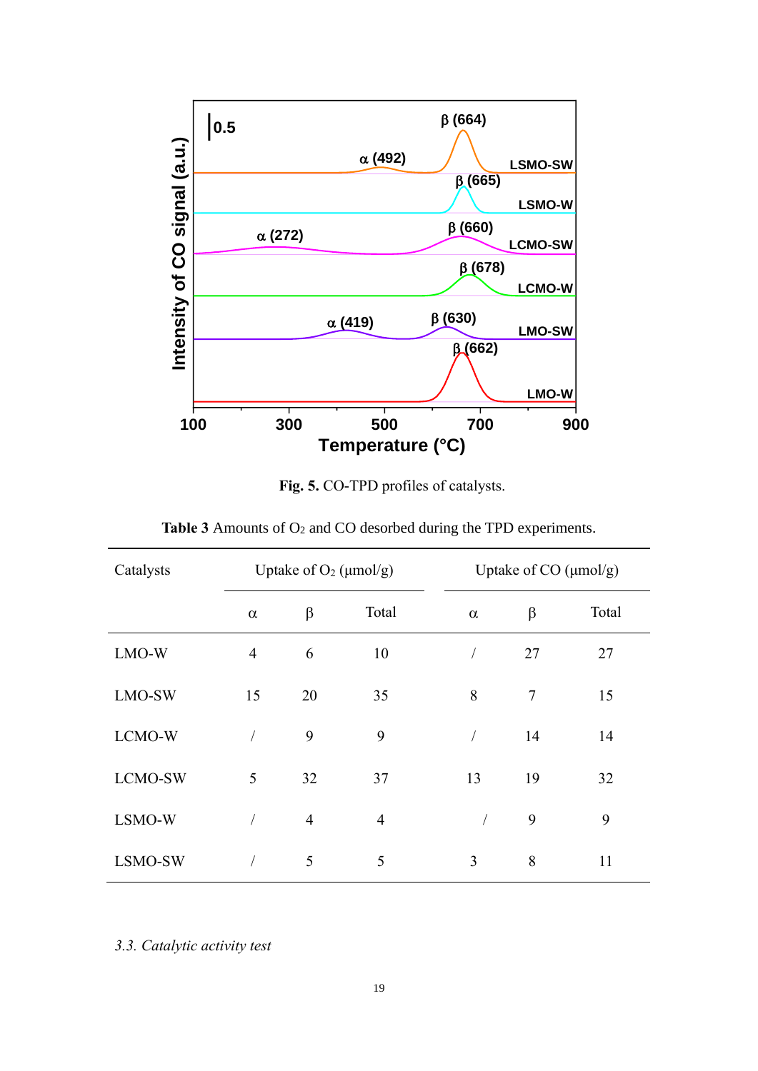**Fig. 5.** CO-TPD profiles of catalysts.

**Table 3** Amounts of $O_2$ and CO desorbed during the TPD experiments.

| Catalysts | Uptake of $O_2$ (μmol/g) | | | Uptake of CO (μmol/g) | | |
|---|---|---|---|---|---|---|
| | α | β | Total | α | β | Total |
| LMO-W | 4 | 6 | 10 | / | 27 | 27 |
| LMO-SW | 15 | 20 | 35 | 8 | 7 | 15 |
| LCMO-W | / | 9 | 9 | / | 14 | 14 |
| LCMO-SW | 5 | 32 | 37 | 13 | 19 | 32 |
| LSMO-W | / | 4 | 4 | / | 9 | 9 |
| LSMO-SW | / | 5 | 5 | 3 | 8 | 11 |

### *3.3. Catalytic activity test*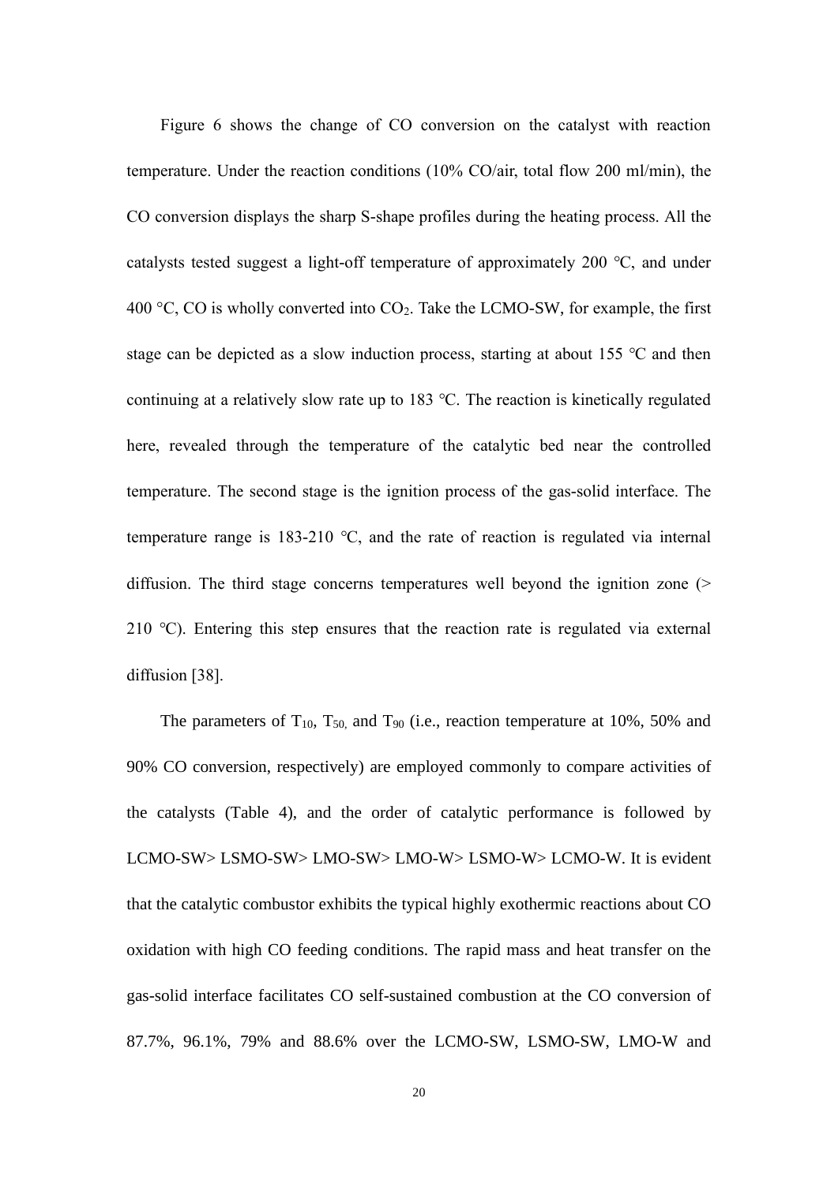Figure 6 shows the change of CO conversion on the catalyst with reaction temperature. Under the reaction conditions (10% CO/air, total flow 200 ml/min), the CO conversion displays the sharp S-shape profiles during the heating process. All the catalysts tested suggest a light-off temperature of approximately 200 ℃, and under 400 °C, CO is wholly converted into $CO_2$. Take the LCMO-SW, for example, the first stage can be depicted as a slow induction process, starting at about 155 ℃ and then continuing at a relatively slow rate up to 183 ℃. The reaction is kinetically regulated here, revealed through the temperature of the catalytic bed near the controlled temperature. The second stage is the ignition process of the gas-solid interface. The temperature range is 183-210 ℃, and the rate of reaction is regulated via internal diffusion. The third stage concerns temperatures well beyond the ignition zone (> 210 ℃). Entering this step ensures that the reaction rate is regulated via external diffusion [38].

The parameters of $T_{10}$, $T_{50,}$ and $T_{90}$ (i.e., reaction temperature at 10%, 50% and 90% CO conversion, respectively) are employed commonly to compare activities of the catalysts (Table 4), and the order of catalytic performance is followed by LCMO-SW> LSMO-SW> LMO-SW> LMO-W> LSMO-W> LCMO-W. It is evident that the catalytic combustor exhibits the typical highly exothermic reactions about CO oxidation with high CO feeding conditions. The rapid mass and heat transfer on the gas-solid interface facilitates CO self-sustained combustion at the CO conversion of 87.7%, 96.1%, 79% and 88.6% over the LCMO-SW, LSMO-SW, LMO-W and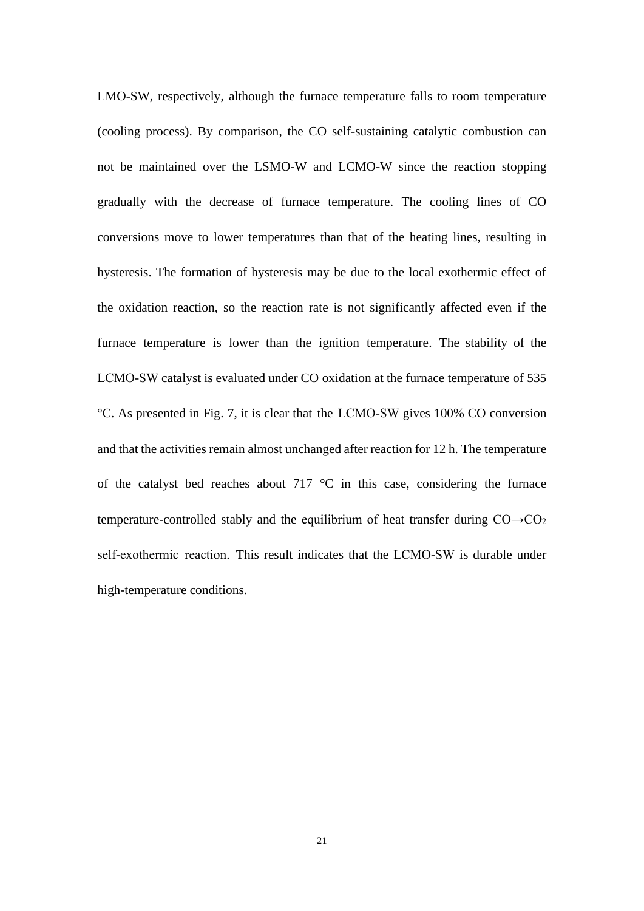LMO-SW, respectively, although the furnace temperature falls to room temperature (cooling process). By comparison, the CO self-sustaining catalytic combustion can not be maintained over the LSMO-W and LCMO-W since the reaction stopping gradually with the decrease of furnace temperature. The cooling lines of CO conversions move to lower temperatures than that of the heating lines, resulting in hysteresis. The formation of hysteresis may be due to the local exothermic effect of the oxidation reaction, so the reaction rate is not significantly affected even if the furnace temperature is lower than the ignition temperature. The stability of the LCMO-SW catalyst is evaluated under CO oxidation at the furnace temperature of 535 °C. As presented in Fig. 7, it is clear that the LCMO-SW gives 100% CO conversion and that the activities remain almost unchanged after reaction for 12 h. The temperature of the catalyst bed reaches about 717 °C in this case, considering the furnace temperature-controlled stably and the equilibrium of heat transfer during $CO \rightarrow CO_2$ self-exothermic reaction. This result indicates that the LCMO-SW is durable under high-temperature conditions.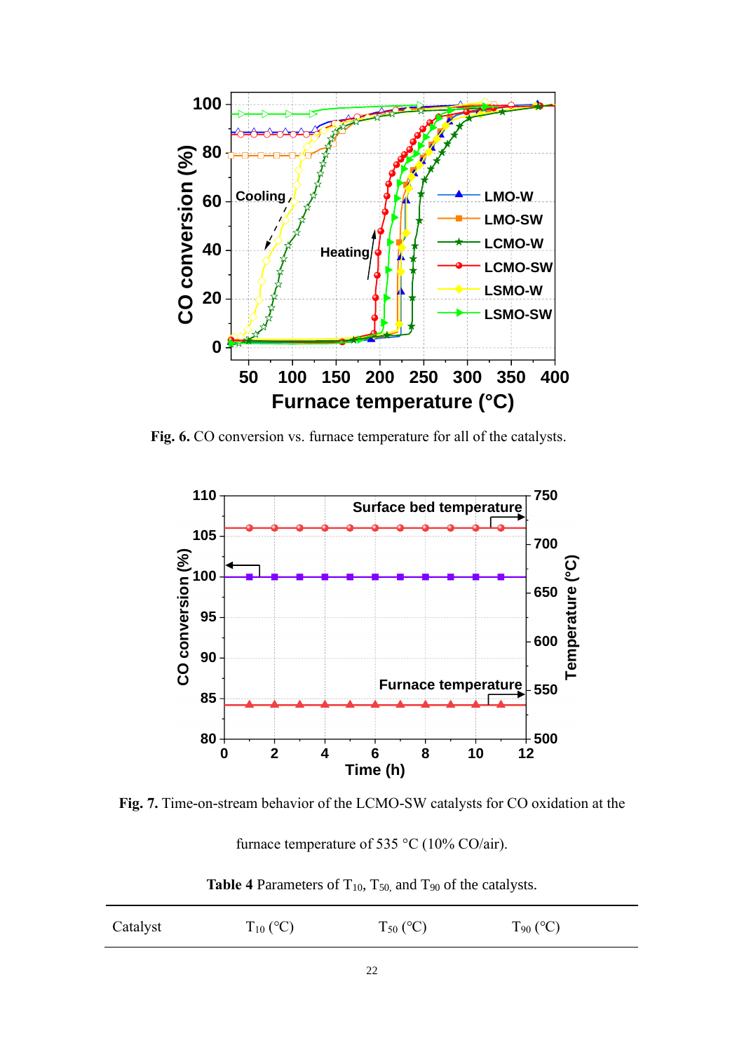**Fig. 6.** CO conversion vs. furnace temperature for all of the catalysts.

**Fig. 7.** Time-on-stream behavior of the LCMO-SW catalysts for CO oxidation at the furnace temperature of 535 °C (10% CO/air).

**Table 4** Parameters of $T_{10}$, $T_{50}$, and $T_{90}$ of the catalysts.

| Catalyst | $T_{10}$ (°C) | $T_{50}$ (°C) | $T_{90}$ (°C) |
| --- | --- | --- | --- |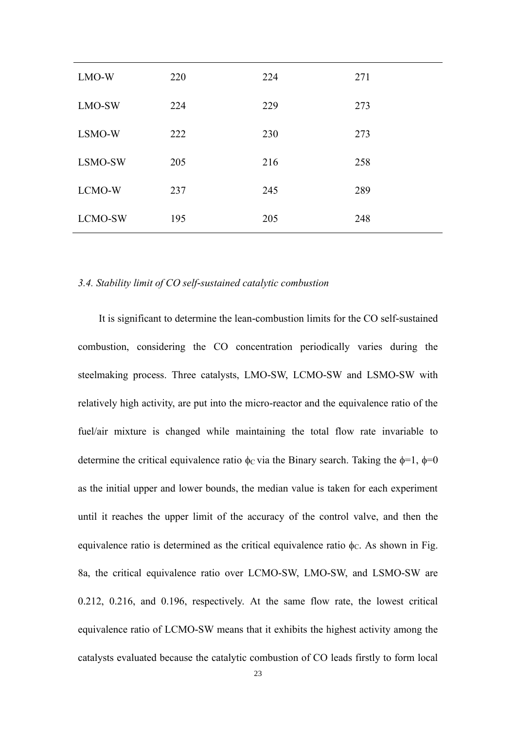| LMO-W | 220 | 224 | 271 |
|---|---|---|---|
| LMO-SW | 224 | 229 | 273 |
| LSMO-W | 222 | 230 | 273 |
| LSMO-SW | 205 | 216 | 258 |
| LCMO-W | 237 | 245 | 289 |
| LCMO-SW | 195 | 205 | 248 |

### *3.4. Stability limit of CO self-sustained catalytic combustion*

It is significant to determine the lean-combustion limits for the CO self-sustained combustion, considering the CO concentration periodically varies during the steelmaking process. Three catalysts, LMO-SW, LCMO-SW and LSMO-SW with relatively high activity, are put into the micro-reactor and the equivalence ratio of the fuel/air mixture is changed while maintaining the total flow rate invariable to determine the critical equivalence ratio $\phi_C$ via the Binary search. Taking the $\phi$=1, $\phi$=0 as the initial upper and lower bounds, the median value is taken for each experiment until it reaches the upper limit of the accuracy of the control valve, and then the equivalence ratio is determined as the critical equivalence ratio $\phi_C$. As shown in Fig. 8a, the critical equivalence ratio over LCMO-SW, LMO-SW, and LSMO-SW are 0.212, 0.216, and 0.196, respectively. At the same flow rate, the lowest critical equivalence ratio of LCMO-SW means that it exhibits the highest activity among the catalysts evaluated because the catalytic combustion of CO leads firstly to form local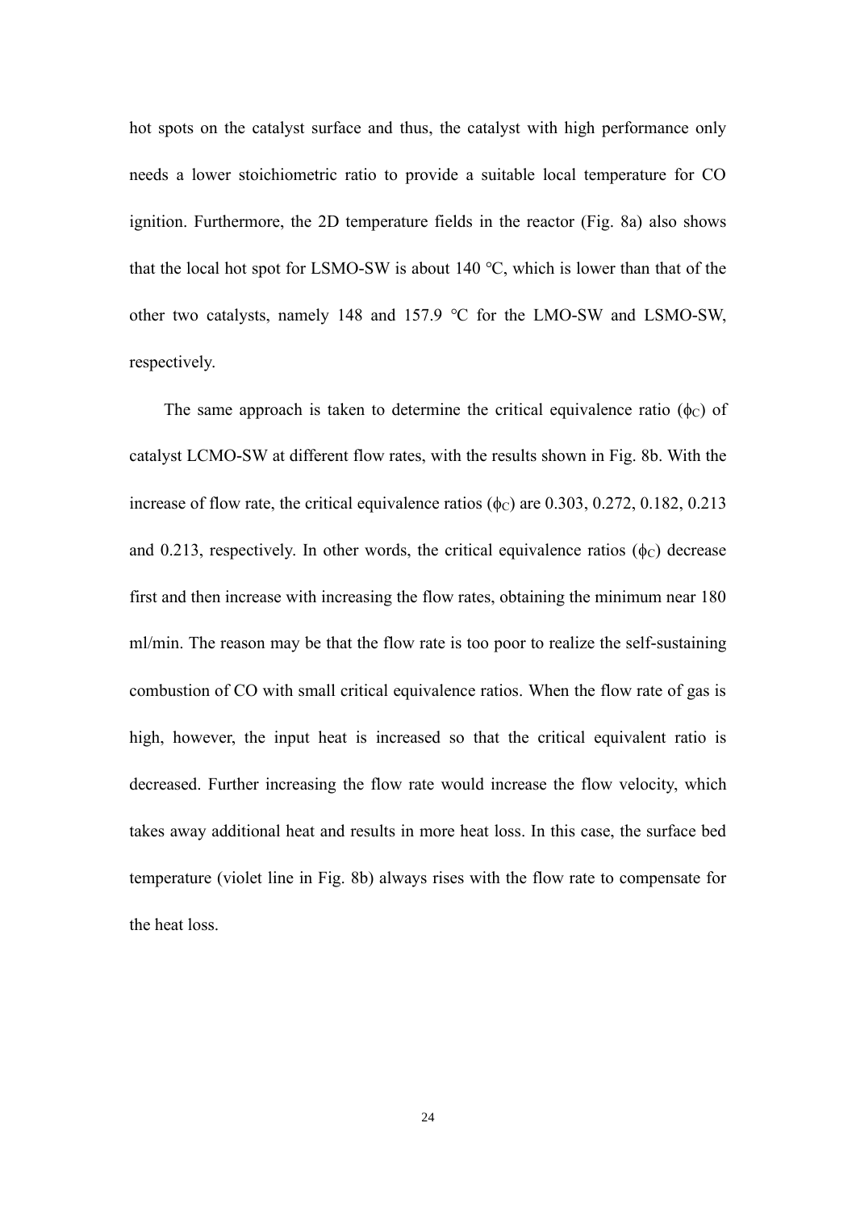hot spots on the catalyst surface and thus, the catalyst with high performance only needs a lower stoichiometric ratio to provide a suitable local temperature for CO ignition. Furthermore, the 2D temperature fields in the reactor (Fig. 8a) also shows that the local hot spot for LSMO-SW is about 140 °C, which is lower than that of the other two catalysts, namely 148 and 157.9 °C for the LMO-SW and LSMO-SW, respectively.

The same approach is taken to determine the critical equivalence ratio ($\phi_C$) of catalyst LCMO-SW at different flow rates, with the results shown in Fig. 8b. With the increase of flow rate, the critical equivalence ratios ($\phi_C$) are 0.303, 0.272, 0.182, 0.213 and 0.213, respectively. In other words, the critical equivalence ratios ($\phi_C$) decrease first and then increase with increasing the flow rates, obtaining the minimum near 180 ml/min. The reason may be that the flow rate is too poor to realize the self-sustaining combustion of CO with small critical equivalence ratios. When the flow rate of gas is high, however, the input heat is increased so that the critical equivalent ratio is decreased. Further increasing the flow rate would increase the flow velocity, which takes away additional heat and results in more heat loss. In this case, the surface bed temperature (violet line in Fig. 8b) always rises with the flow rate to compensate for the heat loss.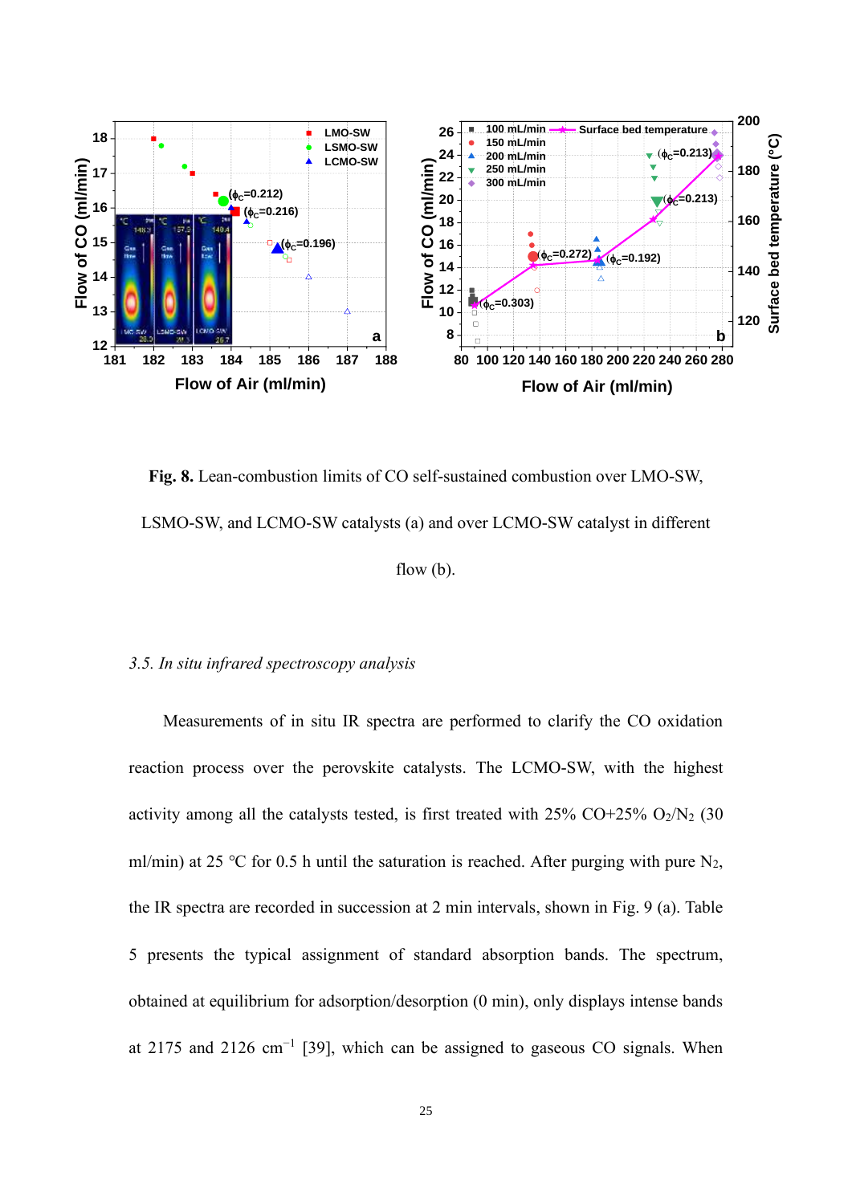**Fig. 8.** Lean-combustion limits of CO self-sustained combustion over LMO-SW, LSMO-SW, and LCMO-SW catalysts (a) and over LCMO-SW catalyst in different flow (b).

### *3.5. In situ infrared spectroscopy analysis*

Measurements of in situ IR spectra are performed to clarify the CO oxidation reaction process over the perovskite catalysts. The LCMO-SW, with the highest activity among all the catalysts tested, is first treated with 25% CO+25% $O_2/N_2$ (30 ml/min) at 25 °C for 0.5 h until the saturation is reached. After purging with pure $N_2$, the IR spectra are recorded in succession at 2 min intervals, shown in Fig. 9 (a). Table 5 presents the typical assignment of standard absorption bands. The spectrum, obtained at equilibrium for adsorption/desorption (0 min), only displays intense bands at 2175 and 2126 $cm^{-1}$ [39], which can be assigned to gaseous CO signals. When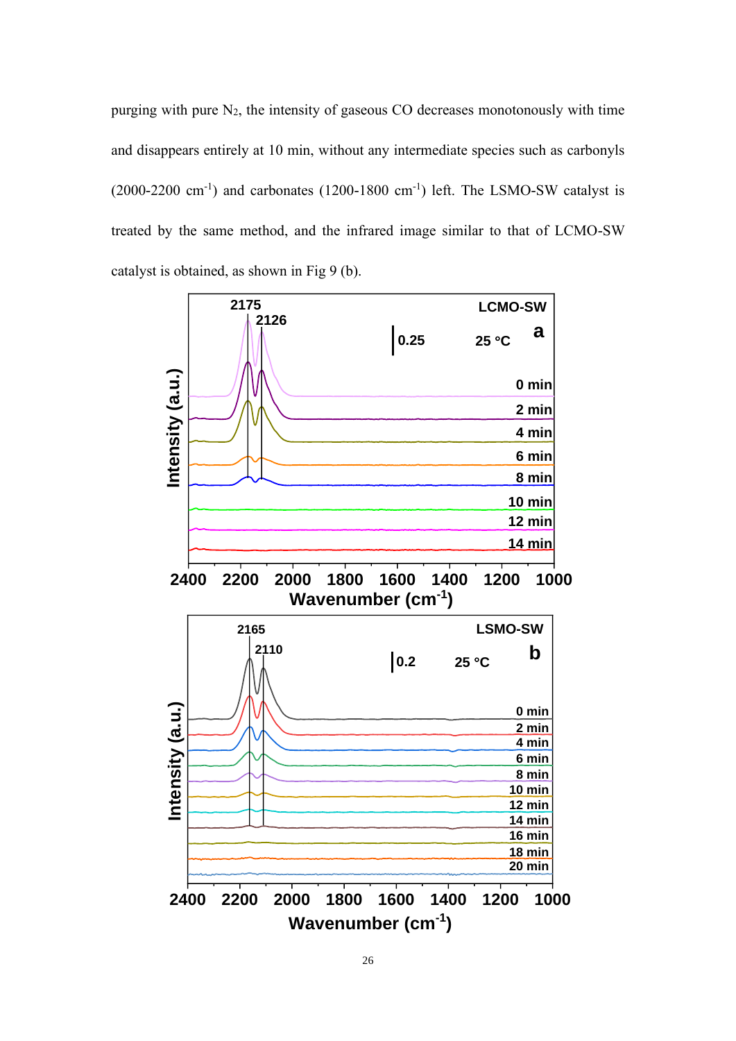purging with pure $N_2$, the intensity of gaseous CO decreases monotonously with time and disappears entirely at 10 min, without any intermediate species such as carbonyls (2000-2200 $cm^{-1}$) and carbonates (1200-1800 $cm^{-1}$) left. The LSMO-SW catalyst is treated by the same method, and the infrared image similar to that of LCMO-SW catalyst is obtained, as shown in Fig 9 (b).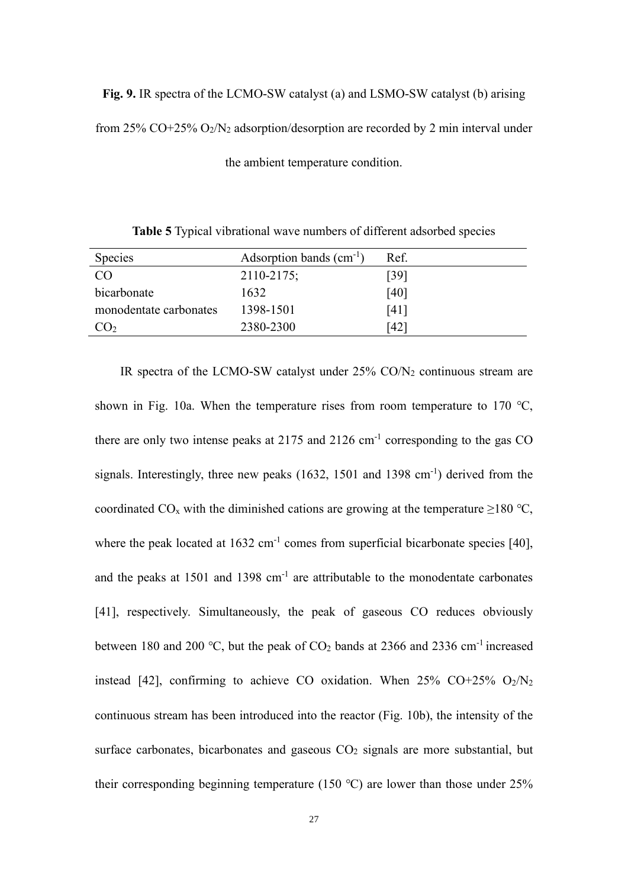**Fig. 9.** IR spectra of the LCMO-SW catalyst (a) and LSMO-SW catalyst (b) arising from 25% CO+25% $O_2/N_2$ adsorption/desorption are recorded by 2 min interval under the ambient temperature condition.

**Table 5** Typical vibrational wave numbers of different adsorbed species

| Species | Adsorption bands ($cm^{-1}$) | Ref. |
|---|---|---|
| CO | 2110-2175; | [39] |
| bicarbonate | 1632 | [40] |
| monodentate carbonates | 1398-1501 | [41] |
| $CO_2$ | 2380-2300 | [42] |

IR spectra of the LCMO-SW catalyst under 25% $CO/N_2$ continuous stream are shown in Fig. 10a. When the temperature rises from room temperature to 170 ℃, there are only two intense peaks at 2175 and 2126 $cm^{-1}$ corresponding to the gas CO signals. Interestingly, three new peaks (1632, 1501 and 1398 $cm^{-1}$) derived from the coordinated $CO_x$ with the diminished cations are growing at the temperature ≥180 ℃, where the peak located at 1632 $cm^{-1}$ comes from superficial bicarbonate species [40], and the peaks at 1501 and 1398 $cm^{-1}$ are attributable to the monodentate carbonates [41], respectively. Simultaneously, the peak of gaseous CO reduces obviously between 180 and 200 ℃, but the peak of $CO_2$ bands at 2366 and 2336 $cm^{-1}$ increased instead [42], confirming to achieve CO oxidation. When 25% CO+25% $O_2/N_2$ continuous stream has been introduced into the reactor (Fig. 10b), the intensity of the surface carbonates, bicarbonates and gaseous $CO_2$ signals are more substantial, but their corresponding beginning temperature (150 ℃) are lower than those under 25%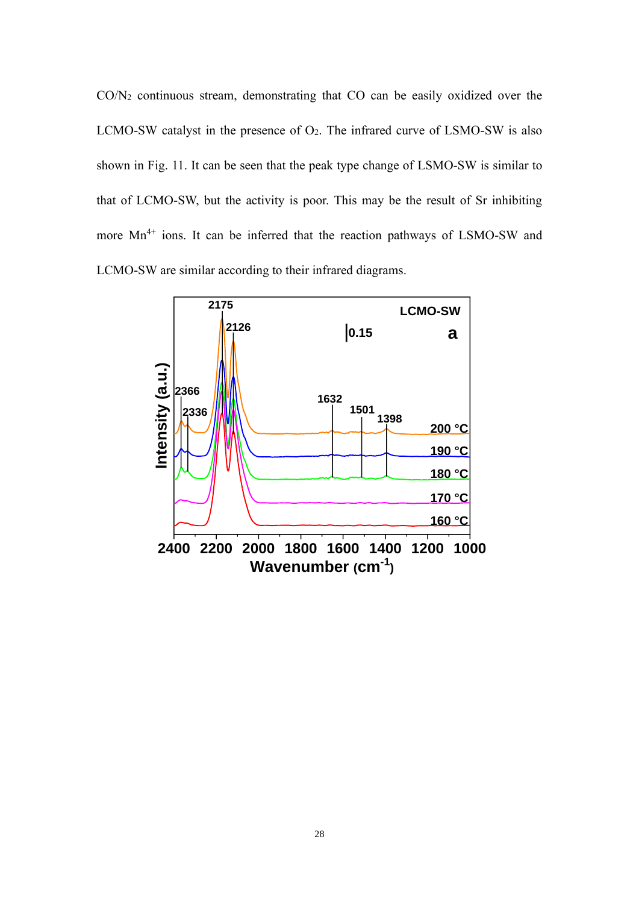CO/$N_2$ continuous stream, demonstrating that CO can be easily oxidized over the LCMO-SW catalyst in the presence of $O_2$. The infrared curve of LSMO-SW is also shown in Fig. 11. It can be seen that the peak type change of LSMO-SW is similar to that of LCMO-SW, but the activity is poor. This may be the result of Sr inhibiting more $Mn^{4+}$ ions. It can be inferred that the reaction pathways of LSMO-SW and LCMO-SW are similar according to their infrared diagrams.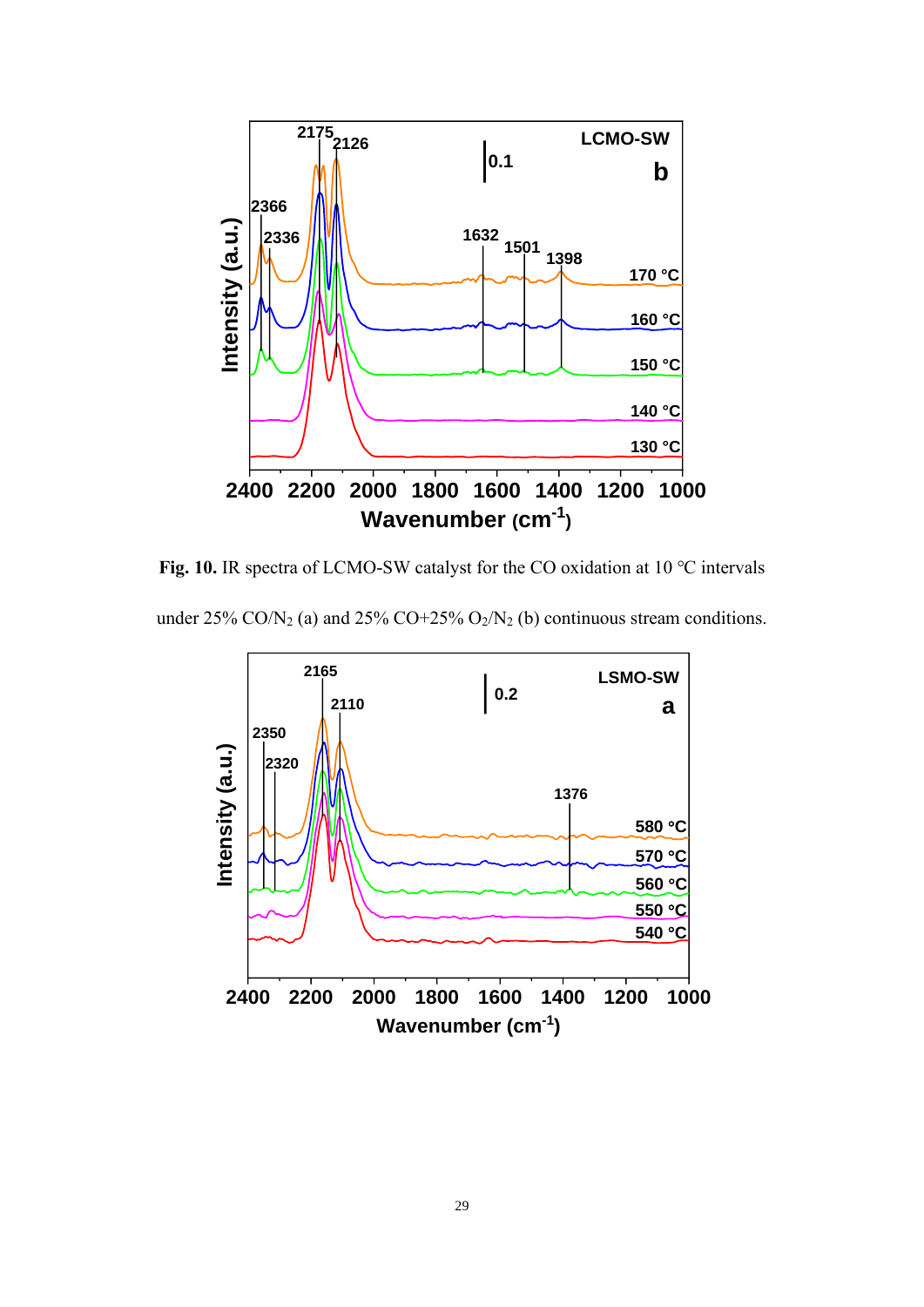**Fig. 10.** IR spectra of LCMO-SW catalyst for the CO oxidation at 10 °C intervals under 25% $CO/N_2$ (a) and 25% CO+25% $O_2/N_2$ (b) continuous stream conditions.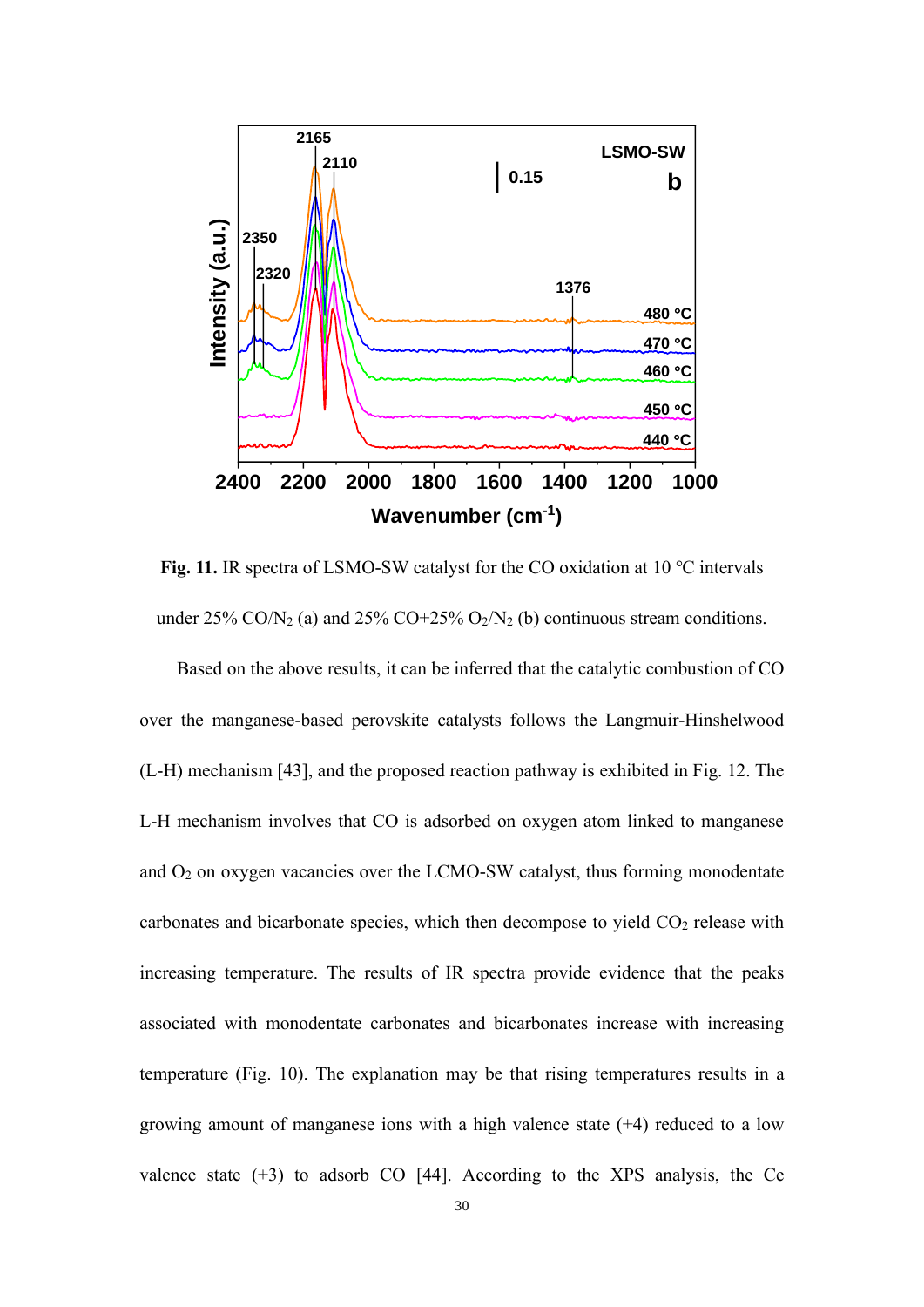**Fig. 11.** IR spectra of LSMO-SW catalyst for the CO oxidation at 10 °C intervals under 25% $CO/N_2$ (a) and 25% CO+25% $O_2/N_2$ (b) continuous stream conditions.

Based on the above results, it can be inferred that the catalytic combustion of CO over the manganese-based perovskite catalysts follows the Langmuir-Hinshelwood (L-H) mechanism [43], and the proposed reaction pathway is exhibited in Fig. 12. The L-H mechanism involves that CO is adsorbed on oxygen atom linked to manganese and $O_2$ on oxygen vacancies over the LCMO-SW catalyst, thus forming monodentate carbonates and bicarbonate species, which then decompose to yield $CO_2$ release with increasing temperature. The results of IR spectra provide evidence that the peaks associated with monodentate carbonates and bicarbonates increase with increasing temperature (Fig. 10). The explanation may be that rising temperatures results in a growing amount of manganese ions with a high valence state (+4) reduced to a low valence state (+3) to adsorb CO [44]. According to the XPS analysis, the Ce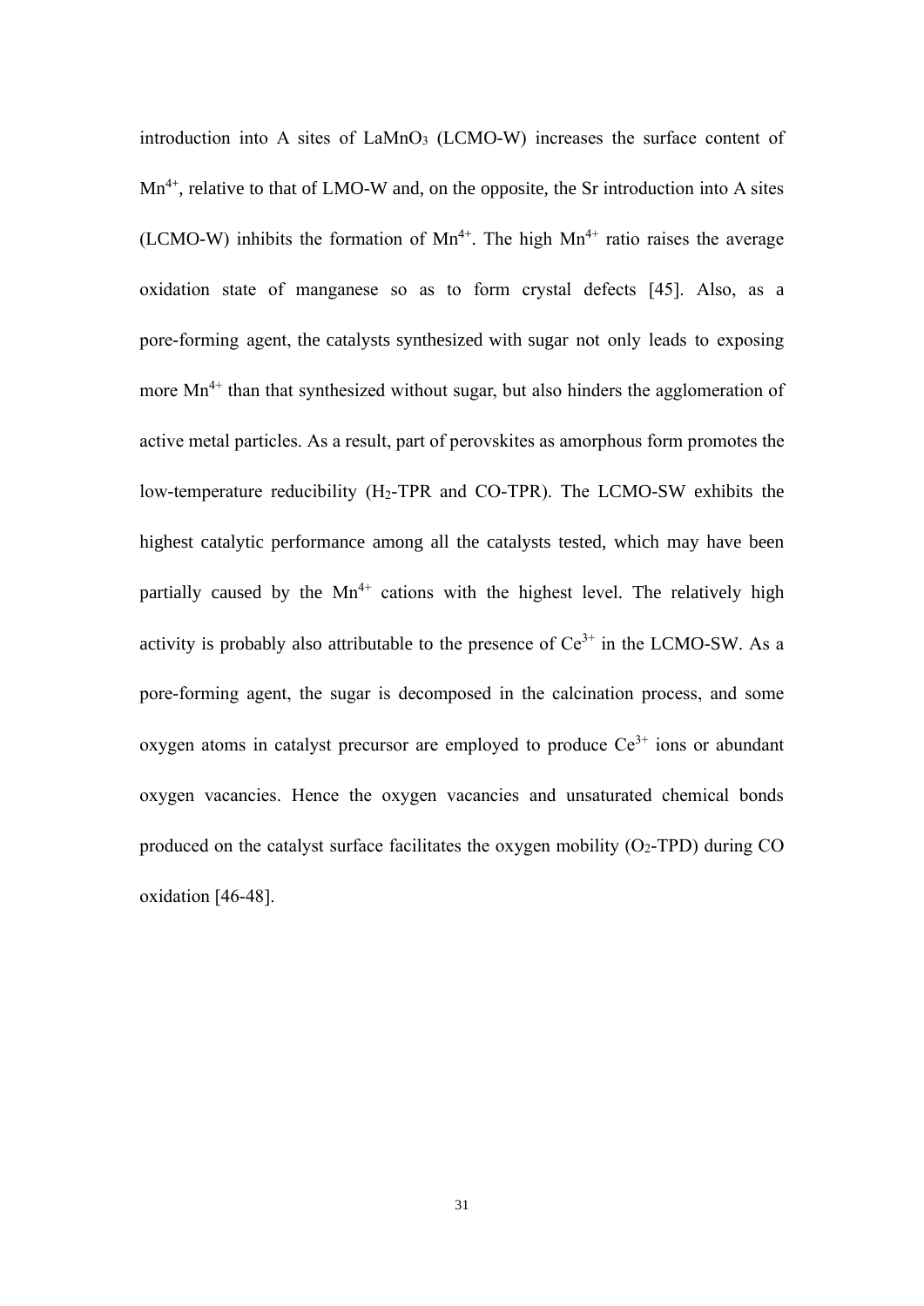introduction into A sites of $LaMnO_3$ (LCMO-W) increases the surface content of $Mn^{4+}$, relative to that of LMO-W and, on the opposite, the Sr introduction into A sites (LCMO-W) inhibits the formation of $Mn^{4+}$. The high $Mn^{4+}$ ratio raises the average oxidation state of manganese so as to form crystal defects [45]. Also, as a pore-forming agent, the catalysts synthesized with sugar not only leads to exposing more $Mn^{4+}$ than that synthesized without sugar, but also hinders the agglomeration of active metal particles. As a result, part of perovskites as amorphous form promotes the low-temperature reducibility ($H_2$-TPR and CO-TPR). The LCMO-SW exhibits the highest catalytic performance among all the catalysts tested, which may have been partially caused by the $Mn^{4+}$ cations with the highest level. The relatively high activity is probably also attributable to the presence of $Ce^{3+}$ in the LCMO-SW. As a pore-forming agent, the sugar is decomposed in the calcination process, and some oxygen atoms in catalyst precursor are employed to produce $Ce^{3+}$ ions or abundant oxygen vacancies. Hence the oxygen vacancies and unsaturated chemical bonds produced on the catalyst surface facilitates the oxygen mobility ($O_2$-TPD) during CO oxidation [46-48].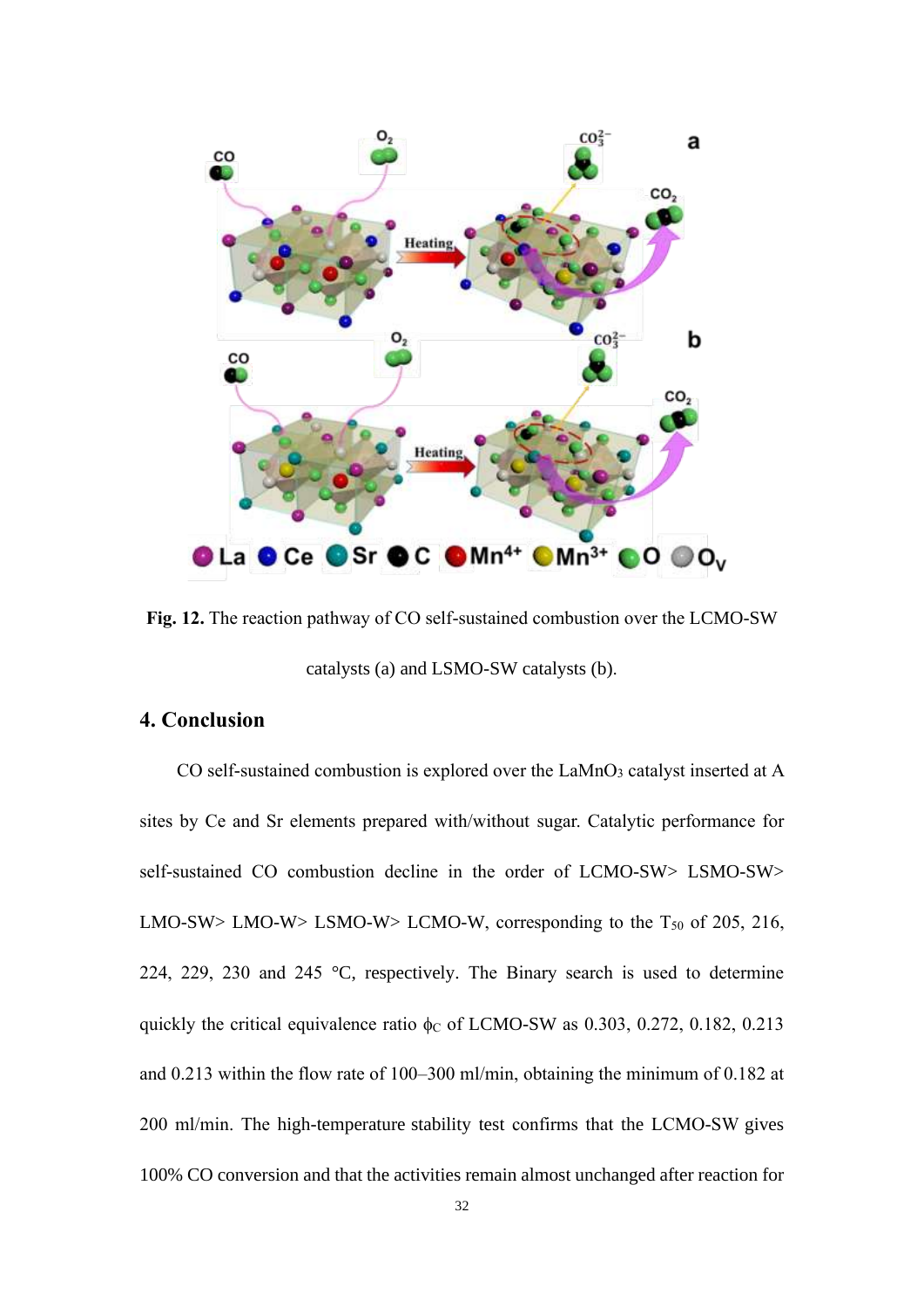**Fig. 12.** The reaction pathway of CO self-sustained combustion over the LCMO-SW catalysts (a) and LSMO-SW catalysts (b).

## 4. Conclusion

CO self-sustained combustion is explored over the $LaMnO_3$ catalyst inserted at A sites by Ce and Sr elements prepared with/without sugar. Catalytic performance for self-sustained CO combustion decline in the order of LCMO-SW> LSMO-SW> LMO-SW> LMO-W> LSMO-W> LCMO-W, corresponding to the $T_{50}$ of 205, 216, 224, 229, 230 and 245 °C, respectively. The Binary search is used to determine quickly the critical equivalence ratio $\phi_C$ of LCMO-SW as 0.303, 0.272, 0.182, 0.213 and 0.213 within the flow rate of 100–300 ml/min, obtaining the minimum of 0.182 at 200 ml/min. The high-temperature stability test confirms that the LCMO-SW gives 100% CO conversion and that the activities remain almost unchanged after reaction for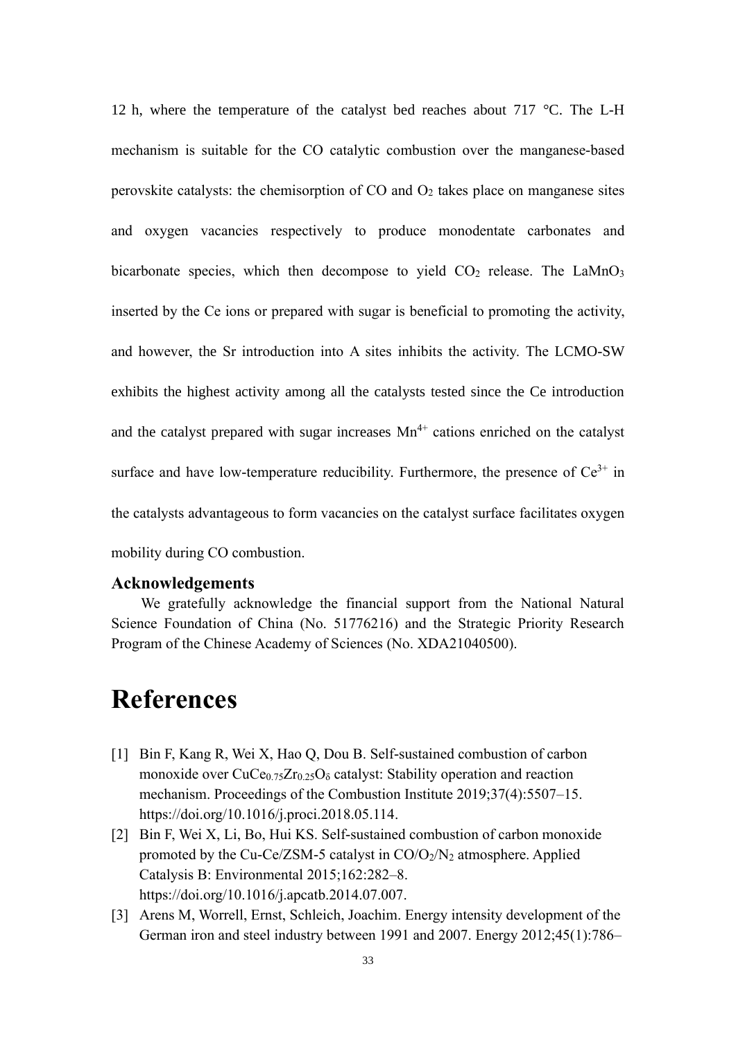12 h, where the temperature of the catalyst bed reaches about 717 °C. The L-H mechanism is suitable for the CO catalytic combustion over the manganese-based perovskite catalysts: the chemisorption of CO and $O_2$ takes place on manganese sites and oxygen vacancies respectively to produce monodentate carbonates and bicarbonate species, which then decompose to yield $CO_2$ release. The $LaMnO_3$ inserted by the Ce ions or prepared with sugar is beneficial to promoting the activity, and however, the Sr introduction into A sites inhibits the activity. The LCMO-SW exhibits the highest activity among all the catalysts tested since the Ce introduction and the catalyst prepared with sugar increases $Mn^{4+}$ cations enriched on the catalyst surface and have low-temperature reducibility. Furthermore, the presence of $Ce^{3+}$ in the catalysts advantageous to form vacancies on the catalyst surface facilitates oxygen mobility during CO combustion.

## Acknowledgements

We gratefully acknowledge the financial support from the National Natural Science Foundation of China (No. 51776216) and the Strategic Priority Research Program of the Chinese Academy of Sciences (No. XDA21040500).

# References

[1] Bin F, Kang R, Wei X, Hao Q, Dou B. Self-sustained combustion of carbon monoxide over $CuCe_{0.75}Zr_{0.25}O_\delta$ catalyst: Stability operation and reaction mechanism. Proceedings of the Combustion Institute 2019;37(4):5507–15. https://doi.org/10.1016/j.proci.2018.05.114.

[2] Bin F, Wei X, Li, Bo, Hui KS. Self-sustained combustion of carbon monoxide promoted by the Cu-Ce/ZSM-5 catalyst in $CO/O_2/N_2$ atmosphere. Applied Catalysis B: Environmental 2015;162:282–8. https://doi.org/10.1016/j.apcatb.2014.07.007.

[3] Arens M, Worrell, Ernst, Schleich, Joachim. Energy intensity development of the German iron and steel industry between 1991 and 2007. Energy 2012;45(1):786–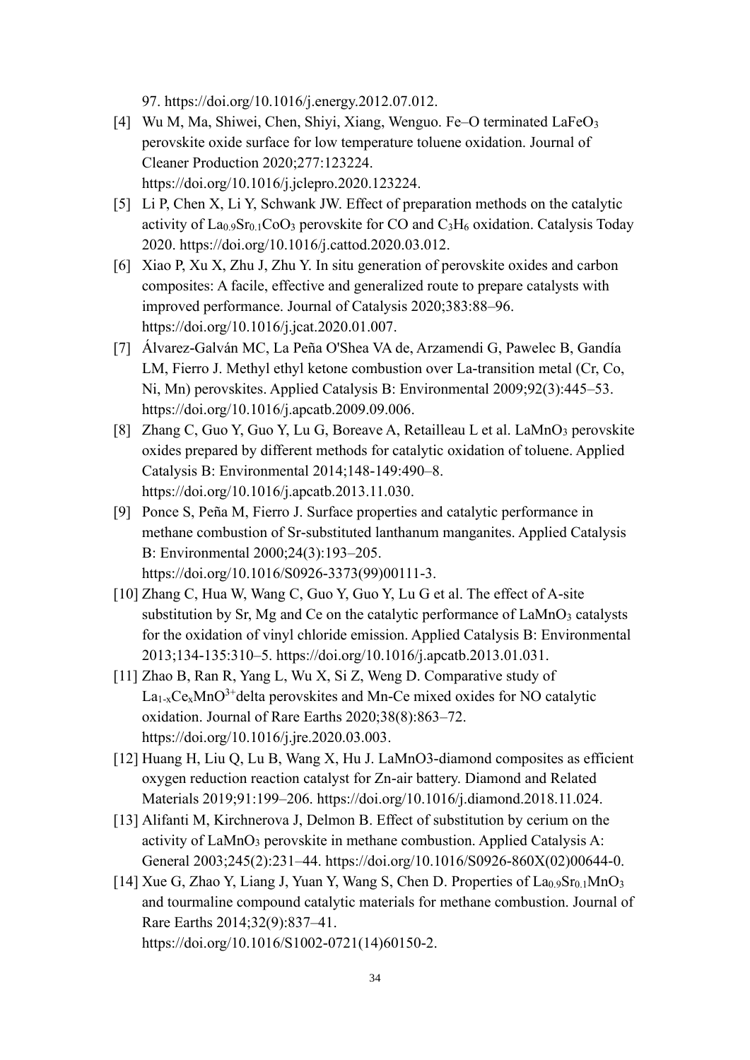97. https://doi.org/10.1016/j.energy.2012.07.012.

[4] Wu M, Ma, Shiwei, Chen, Shiyi, Xiang, Wenguo. Fe–O terminated $LaFeO_3$ perovskite oxide surface for low temperature toluene oxidation. Journal of Cleaner Production 2020;277:123224. https://doi.org/10.1016/j.jclepro.2020.123224.

[5] Li P, Chen X, Li Y, Schwank JW. Effect of preparation methods on the catalytic activity of $La_{0.9}Sr_{0.1}CoO_3$ perovskite for CO and $C_3H_6$ oxidation. Catalysis Today 2020. https://doi.org/10.1016/j.cattod.2020.03.012.

[6] Xiao P, Xu X, Zhu J, Zhu Y. In situ generation of perovskite oxides and carbon composites: A facile, effective and generalized route to prepare catalysts with improved performance. Journal of Catalysis 2020;383:88–96. https://doi.org/10.1016/j.jcat.2020.01.007.

[7] Álvarez-Galván MC, La Peña O'Shea VA de, Arzamendi G, Pawelec B, Gandía LM, Fierro J. Methyl ethyl ketone combustion over La-transition metal (Cr, Co, Ni, Mn) perovskites. Applied Catalysis B: Environmental 2009;92(3):445–53. https://doi.org/10.1016/j.apcatb.2009.09.006.

[8] Zhang C, Guo Y, Guo Y, Lu G, Boreave A, Retailleau L et al. $LaMnO_3$ perovskite oxides prepared by different methods for catalytic oxidation of toluene. Applied Catalysis B: Environmental 2014;148-149:490–8. https://doi.org/10.1016/j.apcatb.2013.11.030.

[9] Ponce S, Peña M, Fierro J. Surface properties and catalytic performance in methane combustion of Sr-substituted lanthanum manganites. Applied Catalysis B: Environmental 2000;24(3):193–205. https://doi.org/10.1016/S0926-3373(99)00111-3.

[10] Zhang C, Hua W, Wang C, Guo Y, Guo Y, Lu G et al. The effect of A-site substitution by Sr, Mg and Ce on the catalytic performance of $LaMnO_3$ catalysts for the oxidation of vinyl chloride emission. Applied Catalysis B: Environmental 2013;134-135:310–5. https://doi.org/10.1016/j.apcatb.2013.01.031.

[11] Zhao B, Ran R, Yang L, Wu X, Si Z, Weng D. Comparative study of $La_{1-x}Ce_xMnO^{3+}$delta perovskites and Mn-Ce mixed oxides for NO catalytic oxidation. Journal of Rare Earths 2020;38(8):863–72. https://doi.org/10.1016/j.jre.2020.03.003.

[12] Huang H, Liu Q, Lu B, Wang X, Hu J. LaMnO3-diamond composites as efficient oxygen reduction reaction catalyst for Zn-air battery. Diamond and Related Materials 2019;91:199–206. https://doi.org/10.1016/j.diamond.2018.11.024.

[13] Alifanti M, Kirchnerova J, Delmon B. Effect of substitution by cerium on the activity of $LaMnO_3$ perovskite in methane combustion. Applied Catalysis A: General 2003;245(2):231–44. https://doi.org/10.1016/S0926-860X(02)00644-0.

[14] Xue G, Zhao Y, Liang J, Yuan Y, Wang S, Chen D. Properties of $La_{0.9}Sr_{0.1}MnO_3$ and tourmaline compound catalytic materials for methane combustion. Journal of Rare Earths 2014;32(9):837–41. https://doi.org/10.1016/S1002-0721(14)60150-2.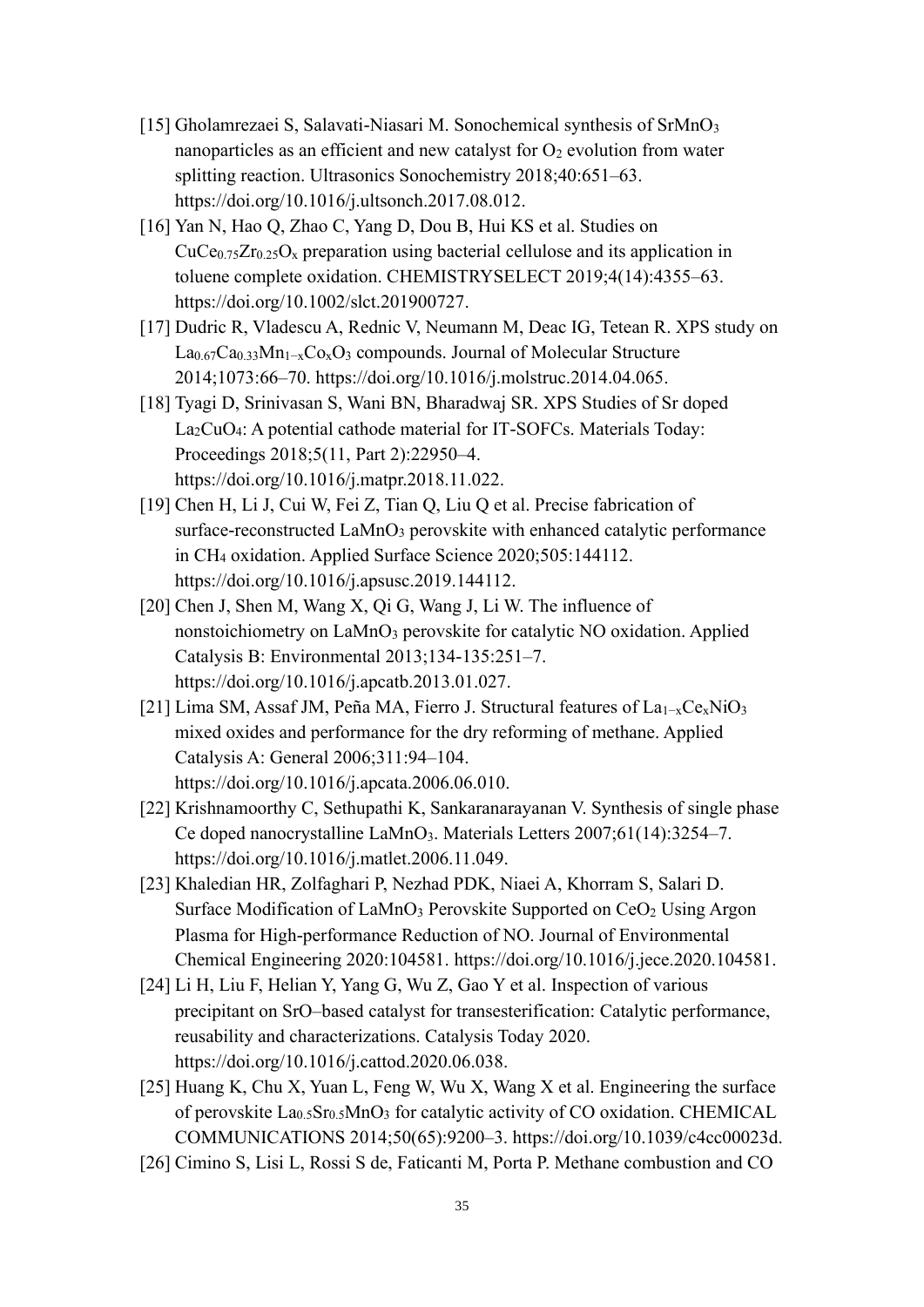[15] Gholamrezaei S, Salavati-Niasari M. Sonochemical synthesis of $SrMnO_3$ nanoparticles as an efficient and new catalyst for $O_2$ evolution from water splitting reaction. Ultrasonics Sonochemistry 2018;40:651–63. https://doi.org/10.1016/j.ultsonch.2017.08.012.

[16] Yan N, Hao Q, Zhao C, Yang D, Dou B, Hui KS et al. Studies on $CuCe_{0.75}Zr_{0.25}O_x$ preparation using bacterial cellulose and its application in toluene complete oxidation. CHEMISTRYSELECT 2019;4(14):4355–63. https://doi.org/10.1002/slct.201900727.

[17] Dudric R, Vladescu A, Rednic V, Neumann M, Deac IG, Tetean R. XPS study on $La_{0.67}Ca_{0.33}Mn_{1-x}Co_xO_3$ compounds. Journal of Molecular Structure 2014;1073:66–70. https://doi.org/10.1016/j.molstruc.2014.04.065.

[18] Tyagi D, Srinivasan S, Wani BN, Bharadwaj SR. XPS Studies of Sr doped $La_2CuO_4$: A potential cathode material for IT-SOFCs. Materials Today: Proceedings 2018;5(11, Part 2):22950–4. https://doi.org/10.1016/j.matpr.2018.11.022.

[19] Chen H, Li J, Cui W, Fei Z, Tian Q, Liu Q et al. Precise fabrication of surface-reconstructed $LaMnO_3$ perovskite with enhanced catalytic performance in $CH_4$ oxidation. Applied Surface Science 2020;505:144112. https://doi.org/10.1016/j.apsusc.2019.144112.

[20] Chen J, Shen M, Wang X, Qi G, Wang J, Li W. The influence of nonstoichiometry on $LaMnO_3$ perovskite for catalytic NO oxidation. Applied Catalysis B: Environmental 2013;134-135:251–7. https://doi.org/10.1016/j.apcatb.2013.01.027.

[21] Lima SM, Assaf JM, Peña MA, Fierro J. Structural features of $La_{1-x}Ce_xNiO_3$ mixed oxides and performance for the dry reforming of methane. Applied Catalysis A: General 2006;311:94–104. https://doi.org/10.1016/j.apcata.2006.06.010.

[22] Krishnamoorthy C, Sethupathi K, Sankaranarayanan V. Synthesis of single phase Ce doped nanocrystalline $LaMnO_3$. Materials Letters 2007;61(14):3254–7. https://doi.org/10.1016/j.matlet.2006.11.049.

[23] Khaledian HR, Zolfaghari P, Nezhad PDK, Niaei A, Khorram S, Salari D. Surface Modification of $LaMnO_3$ Perovskite Supported on $CeO_2$ Using Argon Plasma for High-performance Reduction of NO. Journal of Environmental Chemical Engineering 2020:104581. https://doi.org/10.1016/j.jece.2020.104581.

[24] Li H, Liu F, Helian Y, Yang G, Wu Z, Gao Y et al. Inspection of various precipitant on SrO–based catalyst for transesterification: Catalytic performance, reusability and characterizations. Catalysis Today 2020. https://doi.org/10.1016/j.cattod.2020.06.038.

[25] Huang K, Chu X, Yuan L, Feng W, Wu X, Wang X et al. Engineering the surface of perovskite $La_{0.5}Sr_{0.5}MnO_3$ for catalytic activity of CO oxidation. CHEMICAL COMMUNICATIONS 2014;50(65):9200–3. https://doi.org/10.1039/c4cc00023d.

[26] Cimino S, Lisi L, Rossi S de, Faticanti M, Porta P. Methane combustion and CO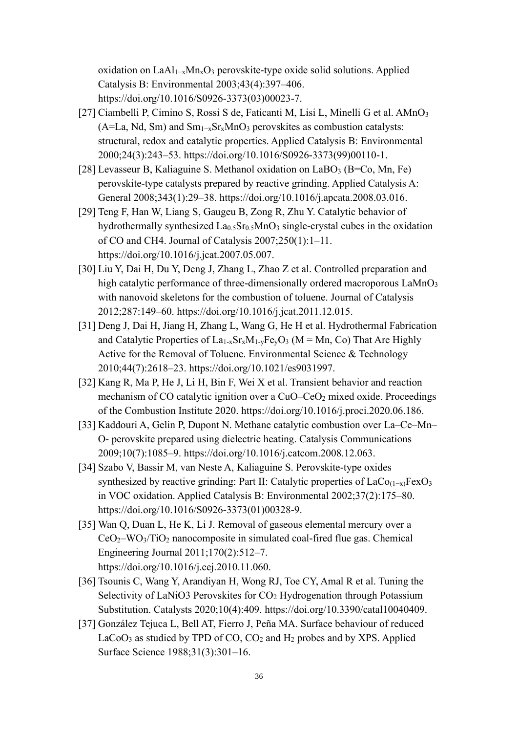oxidation on $LaAl_{1-x}Mn_xO_3$ perovskite-type oxide solid solutions. Applied Catalysis B: Environmental 2003;43(4):397–406. https://doi.org/10.1016/S0926-3373(03)00023-7.

[27] Ciambelli P, Cimino S, Rossi S de, Faticanti M, Lisi L, Minelli G et al. $AMnO_3$ (A=La, Nd, Sm) and $Sm_{1-x}Sr_xMnO_3$ perovskites as combustion catalysts: structural, redox and catalytic properties. Applied Catalysis B: Environmental 2000;24(3):243–53. https://doi.org/10.1016/S0926-3373(99)00110-1.

[28] Levasseur B, Kaliaguine S. Methanol oxidation on $LaBO_3$ (B=Co, Mn, Fe) perovskite-type catalysts prepared by reactive grinding. Applied Catalysis A: General 2008;343(1):29–38. https://doi.org/10.1016/j.apcata.2008.03.016.

[29] Teng F, Han W, Liang S, Gaugeu B, Zong R, Zhu Y. Catalytic behavior of hydrothermally synthesized $La_{0.5}Sr_{0.5}MnO_3$ single-crystal cubes in the oxidation of CO and CH4. Journal of Catalysis 2007;250(1):1–11. https://doi.org/10.1016/j.jcat.2007.05.007.

[30] Liu Y, Dai H, Du Y, Deng J, Zhang L, Zhao Z et al. Controlled preparation and high catalytic performance of three-dimensionally ordered macroporous $LaMnO_3$ with nanovoid skeletons for the combustion of toluene. Journal of Catalysis 2012;287:149–60. https://doi.org/10.1016/j.jcat.2011.12.015.

[31] Deng J, Dai H, Jiang H, Zhang L, Wang G, He H et al. Hydrothermal Fabrication and Catalytic Properties of $La_{1-x}Sr_xM_{1-y}Fe_yO_3$ (M = Mn, Co) That Are Highly Active for the Removal of Toluene. Environmental Science & Technology 2010;44(7):2618–23. https://doi.org/10.1021/es9031997.

[32] Kang R, Ma P, He J, Li H, Bin F, Wei X et al. Transient behavior and reaction mechanism of CO catalytic ignition over a $CuO–CeO_2$ mixed oxide. Proceedings of the Combustion Institute 2020. https://doi.org/10.1016/j.proci.2020.06.186.

[33] Kaddouri A, Gelin P, Dupont N. Methane catalytic combustion over La–Ce–Mn–O- perovskite prepared using dielectric heating. Catalysis Communications 2009;10(7):1085–9. https://doi.org/10.1016/j.catcom.2008.12.063.

[34] Szabo V, Bassir M, van Neste A, Kaliaguine S. Perovskite-type oxides synthesized by reactive grinding: Part II: Catalytic properties of $LaCo_{(1-x)}FexO_3$ in VOC oxidation. Applied Catalysis B: Environmental 2002;37(2):175–80. https://doi.org/10.1016/S0926-3373(01)00328-9.

[35] Wan Q, Duan L, He K, Li J. Removal of gaseous elemental mercury over a $CeO_2–WO_3/TiO_2$ nanocomposite in simulated coal-fired flue gas. Chemical Engineering Journal 2011;170(2):512–7. https://doi.org/10.1016/j.cej.2010.11.060.

[36] Tsounis C, Wang Y, Arandiyan H, Wong RJ, Toe CY, Amal R et al. Tuning the Selectivity of LaNiO3 Perovskites for $CO_2$ Hydrogenation through Potassium Substitution. Catalysts 2020;10(4):409. https://doi.org/10.3390/catal10040409.

[37] González Tejuca L, Bell AT, Fierro J, Peña MA. Surface behaviour of reduced $LaCoO_3$ as studied by TPD of CO, $CO_2$ and $H_2$ probes and by XPS. Applied Surface Science 1988;31(3):301–16.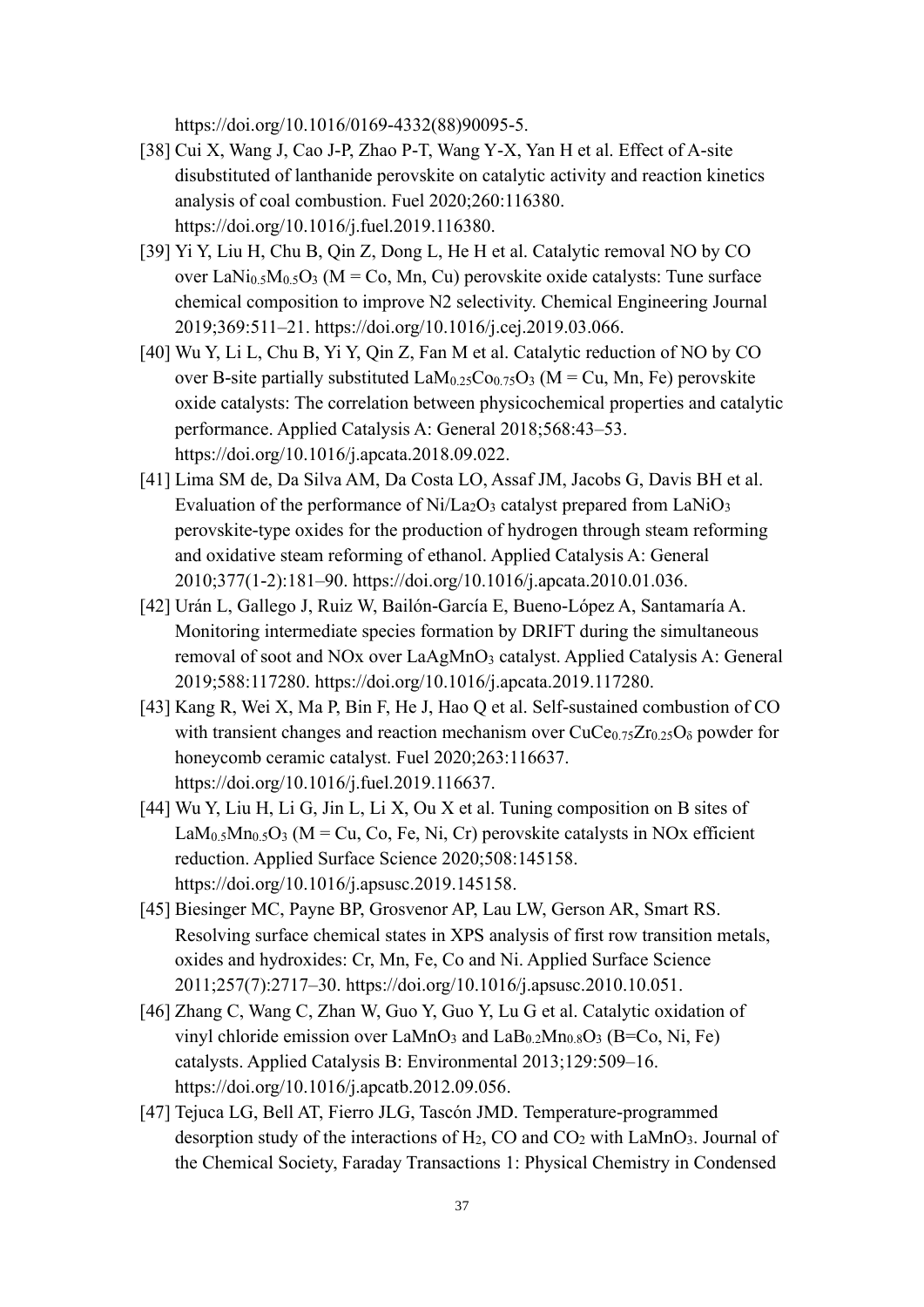https://doi.org/10.1016/0169-4332(88)90095-5.

[38] Cui X, Wang J, Cao J-P, Zhao P-T, Wang Y-X, Yan H et al. Effect of A-site disubstituted of lanthanide perovskite on catalytic activity and reaction kinetics analysis of coal combustion. Fuel 2020;260:116380. https://doi.org/10.1016/j.fuel.2019.116380.

[39] Yi Y, Liu H, Chu B, Qin Z, Dong L, He H et al. Catalytic removal NO by CO over $LaNi_{0.5}M_{0.5}O_3$ (M = Co, Mn, Cu) perovskite oxide catalysts: Tune surface chemical composition to improve N2 selectivity. Chemical Engineering Journal 2019;369:511–21. https://doi.org/10.1016/j.cej.2019.03.066.

[40] Wu Y, Li L, Chu B, Yi Y, Qin Z, Fan M et al. Catalytic reduction of NO by CO over B-site partially substituted $LaM_{0.25}Co_{0.75}O_3$ (M = Cu, Mn, Fe) perovskite oxide catalysts: The correlation between physicochemical properties and catalytic performance. Applied Catalysis A: General 2018;568:43–53. https://doi.org/10.1016/j.apcata.2018.09.022.

[41] Lima SM de, Da Silva AM, Da Costa LO, Assaf JM, Jacobs G, Davis BH et al. Evaluation of the performance of $Ni/La_2O_3$ catalyst prepared from $LaNiO_3$ perovskite-type oxides for the production of hydrogen through steam reforming and oxidative steam reforming of ethanol. Applied Catalysis A: General 2010;377(1-2):181–90. https://doi.org/10.1016/j.apcata.2010.01.036.

[42] Urán L, Gallego J, Ruiz W, Bailón-García E, Bueno-López A, Santamaría A. Monitoring intermediate species formation by DRIFT during the simultaneous removal of soot and NOx over $LaAgMnO_3$ catalyst. Applied Catalysis A: General 2019;588:117280. https://doi.org/10.1016/j.apcata.2019.117280.

[43] Kang R, Wei X, Ma P, Bin F, He J, Hao Q et al. Self-sustained combustion of CO with transient changes and reaction mechanism over $CuCe_{0.75}Zr_{0.25}O_\delta$ powder for honeycomb ceramic catalyst. Fuel 2020;263:116637. https://doi.org/10.1016/j.fuel.2019.116637.

[44] Wu Y, Liu H, Li G, Jin L, Li X, Ou X et al. Tuning composition on B sites of $LaM_{0.5}Mn_{0.5}O_3$ (M = Cu, Co, Fe, Ni, Cr) perovskite catalysts in NOx efficient reduction. Applied Surface Science 2020;508:145158. https://doi.org/10.1016/j.apsusc.2019.145158.

[45] Biesinger MC, Payne BP, Grosvenor AP, Lau LW, Gerson AR, Smart RS. Resolving surface chemical states in XPS analysis of first row transition metals, oxides and hydroxides: Cr, Mn, Fe, Co and Ni. Applied Surface Science 2011;257(7):2717–30. https://doi.org/10.1016/j.apsusc.2010.10.051.

[46] Zhang C, Wang C, Zhan W, Guo Y, Guo Y, Lu G et al. Catalytic oxidation of vinyl chloride emission over $LaMnO_3$ and $LaB_{0.2}Mn_{0.8}O_3$ (B=Co, Ni, Fe) catalysts. Applied Catalysis B: Environmental 2013;129:509–16. https://doi.org/10.1016/j.apcatb.2012.09.056.

[47] Tejuca LG, Bell AT, Fierro JLG, Tascón JMD. Temperature-programmed desorption study of the interactions of $H_2$, CO and $CO_2$ with $LaMnO_3$. Journal of the Chemical Society, Faraday Transactions 1: Physical Chemistry in Condensed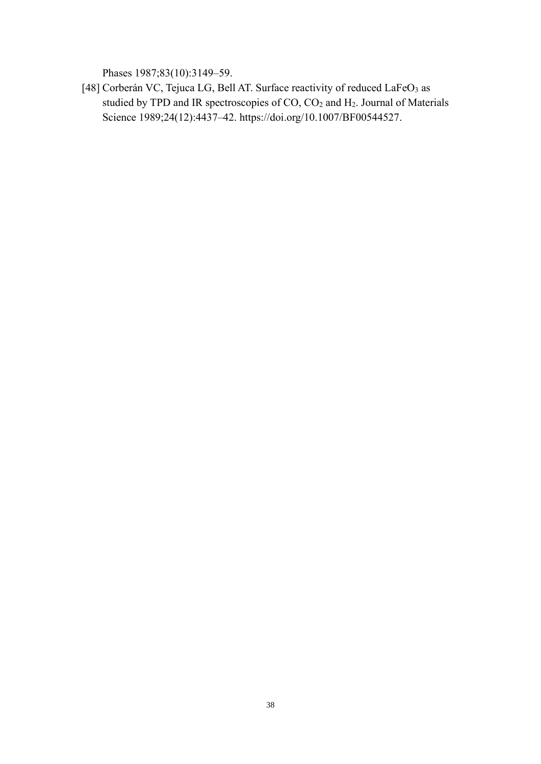Phases 1987;83(10):3149–59.

[48] Corberán VC, Tejuca LG, Bell AT. Surface reactivity of reduced $LaFeO_3$ as studied by TPD and IR spectroscopies of CO, $CO_2$ and $H_2$. Journal of Materials Science 1989;24(12):4437–42. https://doi.org/10.1007/BF00544527.